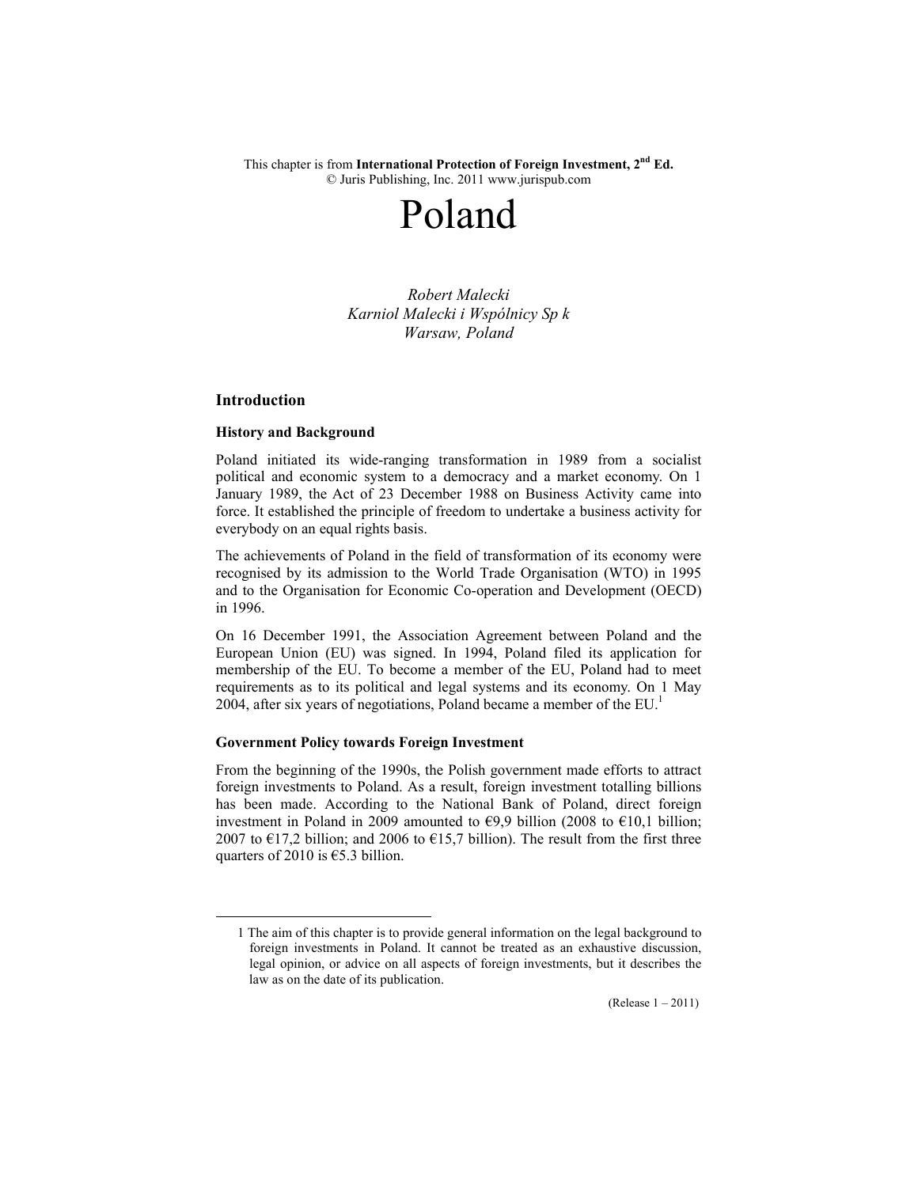This chapter is from **International Protection of Foreign Investment, 2nd Ed.**
© Juris Publishing, Inc. 2011 www.jurispub.com

# Poland

*Robert Malecki*
*Karniol Malecki i Wspólnicy Sp k*
*Warsaw, Poland*

## Introduction

### History and Background

Poland initiated its wide-ranging transformation in 1989 from a socialist political and economic system to a democracy and a market economy. On 1 January 1989, the Act of 23 December 1988 on Business Activity came into force. It established the principle of freedom to undertake a business activity for everybody on an equal rights basis.

The achievements of Poland in the field of transformation of its economy were recognised by its admission to the World Trade Organisation (WTO) in 1995 and to the Organisation for Economic Co-operation and Development (OECD) in 1996.

On 16 December 1991, the Association Agreement between Poland and the European Union (EU) was signed. In 1994, Poland filed its application for membership of the EU. To become a member of the EU, Poland had to meet requirements as to its political and legal systems and its economy. On 1 May 2004, after six years of negotiations, Poland became a member of the EU.[1]

### Government Policy towards Foreign Investment

From the beginning of the 1990s, the Polish government made efforts to attract foreign investments to Poland. As a result, foreign investment totalling billions has been made. According to the National Bank of Poland, direct foreign investment in Poland in 2009 amounted to €9,9 billion (2008 to €10,1 billion; 2007 to €17,2 billion; and 2006 to €15,7 billion). The result from the first three quarters of 2010 is €5.3 billion.

---

1 The aim of this chapter is to provide general information on the legal background to foreign investments in Poland. It cannot be treated as an exhaustive discussion, legal opinion, or advice on all aspects of foreign investments, but it describes the law as on the date of its publication.

(Release 1 – 2011)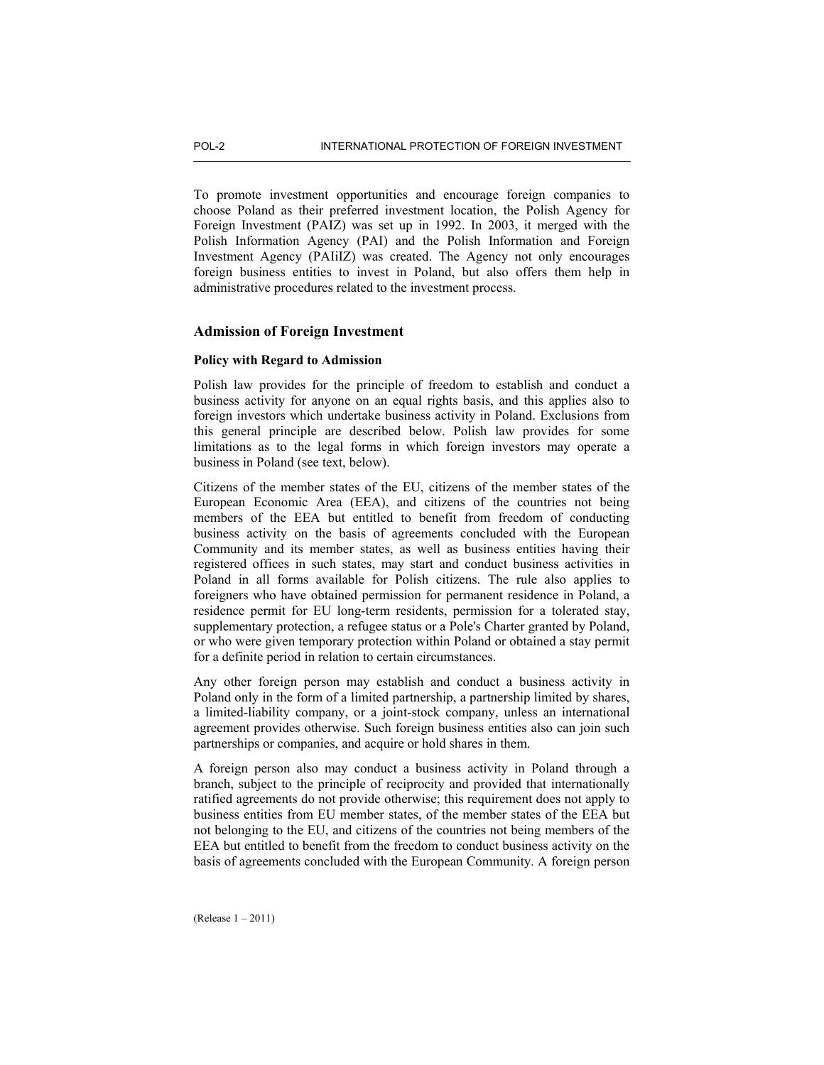To promote investment opportunities and encourage foreign companies to choose Poland as their preferred investment location, the Polish Agency for Foreign Investment (PAIZ) was set up in 1992. In 2003, it merged with the Polish Information Agency (PAI) and the Polish Information and Foreign Investment Agency (PAIiIZ) was created. The Agency not only encourages foreign business entities to invest in Poland, but also offers them help in administrative procedures related to the investment process.

## Admission of Foreign Investment

### Policy with Regard to Admission

Polish law provides for the principle of freedom to establish and conduct a business activity for anyone on an equal rights basis, and this applies also to foreign investors which undertake business activity in Poland. Exclusions from this general principle are described below. Polish law provides for some limitations as to the legal forms in which foreign investors may operate a business in Poland (see text, below).

Citizens of the member states of the EU, citizens of the member states of the European Economic Area (EEA), and citizens of the countries not being members of the EEA but entitled to benefit from freedom of conducting business activity on the basis of agreements concluded with the European Community and its member states, as well as business entities having their registered offices in such states, may start and conduct business activities in Poland in all forms available for Polish citizens. The rule also applies to foreigners who have obtained permission for permanent residence in Poland, a residence permit for EU long-term residents, permission for a tolerated stay, supplementary protection, a refugee status or a Pole's Charter granted by Poland, or who were given temporary protection within Poland or obtained a stay permit for a definite period in relation to certain circumstances.

Any other foreign person may establish and conduct a business activity in Poland only in the form of a limited partnership, a partnership limited by shares, a limited-liability company, or a joint-stock company, unless an international agreement provides otherwise. Such foreign business entities also can join such partnerships or companies, and acquire or hold shares in them.

A foreign person also may conduct a business activity in Poland through a branch, subject to the principle of reciprocity and provided that internationally ratified agreements do not provide otherwise; this requirement does not apply to business entities from EU member states, of the member states of the EEA but not belonging to the EU, and citizens of the countries not being members of the EEA but entitled to benefit from the freedom to conduct business activity on the basis of agreements concluded with the European Community. A foreign person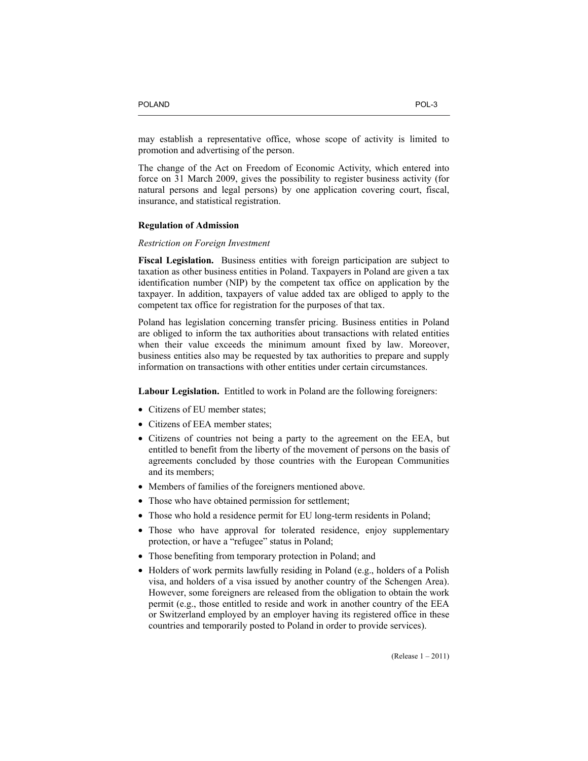may establish a representative office, whose scope of activity is limited to promotion and advertising of the person.

The change of the Act on Freedom of Economic Activity, which entered into force on 31 March 2009, gives the possibility to register business activity (for natural persons and legal persons) by one application covering court, fiscal, insurance, and statistical registration.

### Regulation of Admission

*Restriction on Foreign Investment*

**Fiscal Legislation.** Business entities with foreign participation are subject to taxation as other business entities in Poland. Taxpayers in Poland are given a tax identification number (NIP) by the competent tax office on application by the taxpayer. In addition, taxpayers of value added tax are obliged to apply to the competent tax office for registration for the purposes of that tax.

Poland has legislation concerning transfer pricing. Business entities in Poland are obliged to inform the tax authorities about transactions with related entities when their value exceeds the minimum amount fixed by law. Moreover, business entities also may be requested by tax authorities to prepare and supply information on transactions with other entities under certain circumstances.

**Labour Legislation.** Entitled to work in Poland are the following foreigners:

- Citizens of EU member states;
- Citizens of EEA member states;
- Citizens of countries not being a party to the agreement on the EEA, but entitled to benefit from the liberty of the movement of persons on the basis of agreements concluded by those countries with the European Communities and its members;
- Members of families of the foreigners mentioned above.
- Those who have obtained permission for settlement;
- Those who hold a residence permit for EU long-term residents in Poland;
- Those who have approval for tolerated residence, enjoy supplementary protection, or have a "refugee" status in Poland;
- Those benefiting from temporary protection in Poland; and
- Holders of work permits lawfully residing in Poland (e.g., holders of a Polish visa, and holders of a visa issued by another country of the Schengen Area). However, some foreigners are released from the obligation to obtain the work permit (e.g., those entitled to reside and work in another country of the EEA or Switzerland employed by an employer having its registered office in these countries and temporarily posted to Poland in order to provide services).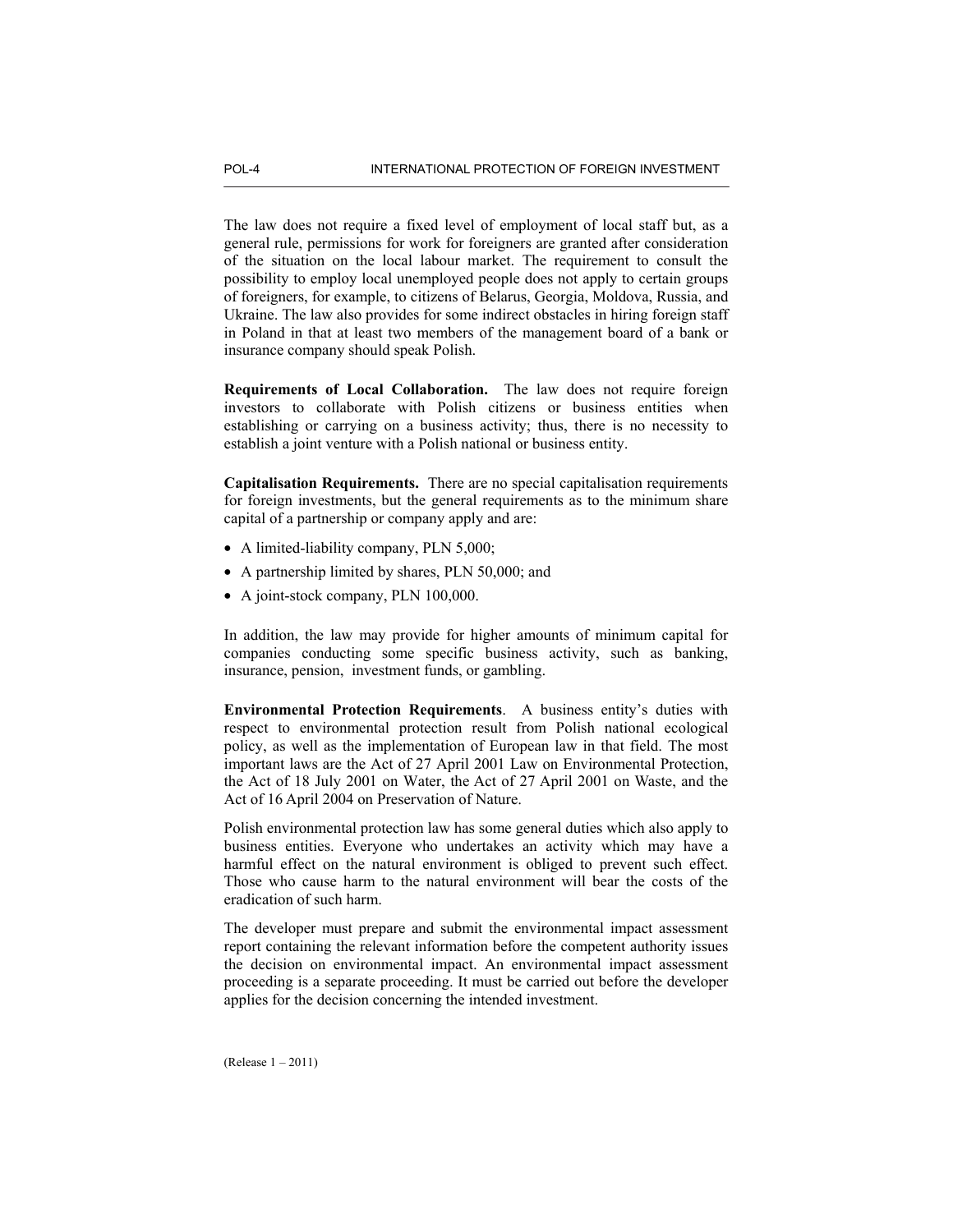The law does not require a fixed level of employment of local staff but, as a general rule, permissions for work for foreigners are granted after consideration of the situation on the local labour market. The requirement to consult the possibility to employ local unemployed people does not apply to certain groups of foreigners, for example, to citizens of Belarus, Georgia, Moldova, Russia, and Ukraine. The law also provides for some indirect obstacles in hiring foreign staff in Poland in that at least two members of the management board of a bank or insurance company should speak Polish.

**Requirements of Local Collaboration.** The law does not require foreign investors to collaborate with Polish citizens or business entities when establishing or carrying on a business activity; thus, there is no necessity to establish a joint venture with a Polish national or business entity.

**Capitalisation Requirements.** There are no special capitalisation requirements for foreign investments, but the general requirements as to the minimum share capital of a partnership or company apply and are:

- A limited-liability company, PLN 5,000;
- A partnership limited by shares, PLN 50,000; and
- A joint-stock company, PLN 100,000.

In addition, the law may provide for higher amounts of minimum capital for companies conducting some specific business activity, such as banking, insurance, pension, investment funds, or gambling.

**Environmental Protection Requirements**. A business entity's duties with respect to environmental protection result from Polish national ecological policy, as well as the implementation of European law in that field. The most important laws are the Act of 27 April 2001 Law on Environmental Protection, the Act of 18 July 2001 on Water, the Act of 27 April 2001 on Waste, and the Act of 16 April 2004 on Preservation of Nature.

Polish environmental protection law has some general duties which also apply to business entities. Everyone who undertakes an activity which may have a harmful effect on the natural environment is obliged to prevent such effect. Those who cause harm to the natural environment will bear the costs of the eradication of such harm.

The developer must prepare and submit the environmental impact assessment report containing the relevant information before the competent authority issues the decision on environmental impact. An environmental impact assessment proceeding is a separate proceeding. It must be carried out before the developer applies for the decision concerning the intended investment.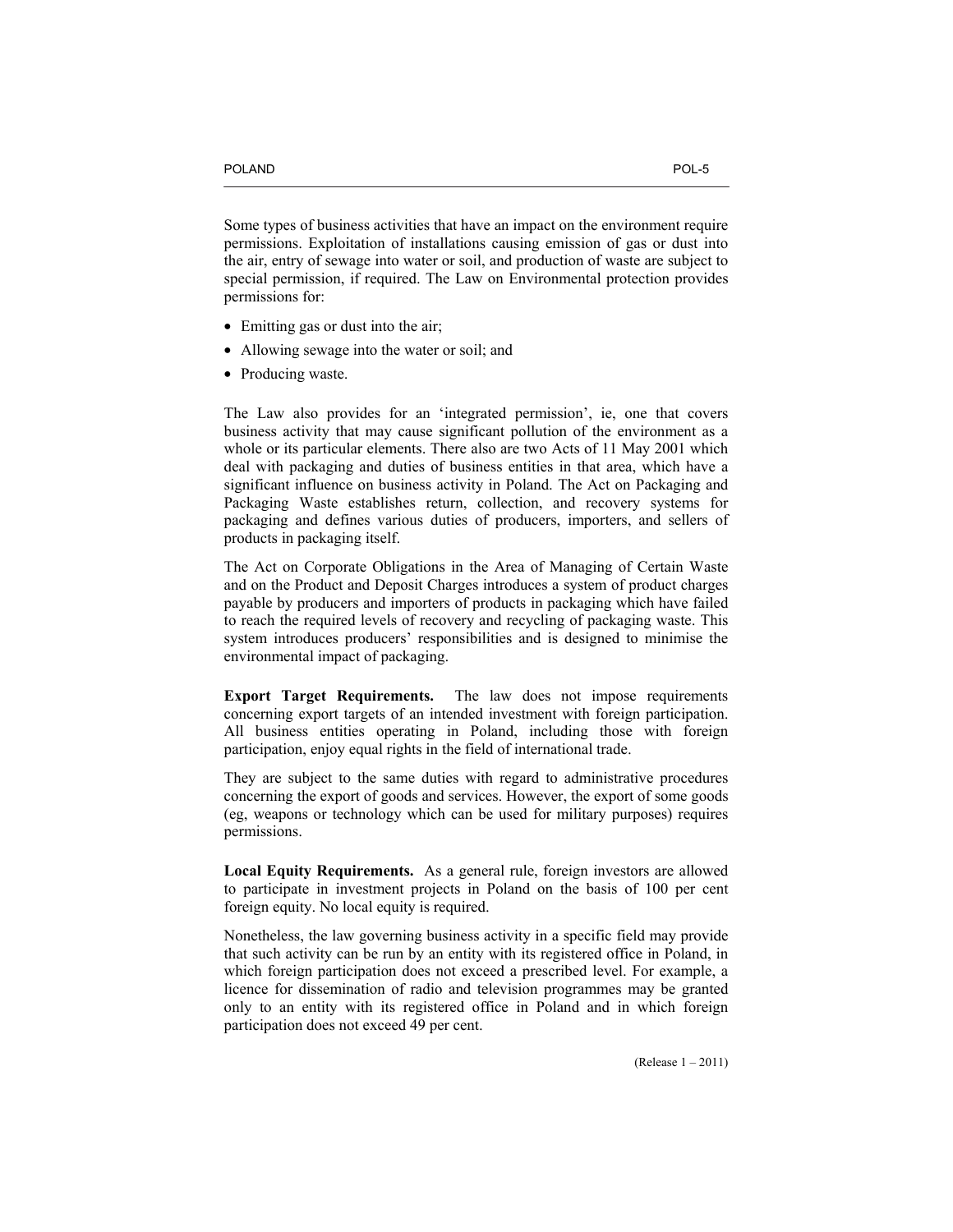Some types of business activities that have an impact on the environment require permissions. Exploitation of installations causing emission of gas or dust into the air, entry of sewage into water or soil, and production of waste are subject to special permission, if required. The Law on Environmental protection provides permissions for:

- Emitting gas or dust into the air;
- Allowing sewage into the water or soil; and
- Producing waste.

The Law also provides for an 'integrated permission', ie, one that covers business activity that may cause significant pollution of the environment as a whole or its particular elements. There also are two Acts of 11 May 2001 which deal with packaging and duties of business entities in that area, which have a significant influence on business activity in Poland. The Act on Packaging and Packaging Waste establishes return, collection, and recovery systems for packaging and defines various duties of producers, importers, and sellers of products in packaging itself.

The Act on Corporate Obligations in the Area of Managing of Certain Waste and on the Product and Deposit Charges introduces a system of product charges payable by producers and importers of products in packaging which have failed to reach the required levels of recovery and recycling of packaging waste. This system introduces producers' responsibilities and is designed to minimise the environmental impact of packaging.

**Export Target Requirements.** The law does not impose requirements concerning export targets of an intended investment with foreign participation. All business entities operating in Poland, including those with foreign participation, enjoy equal rights in the field of international trade.

They are subject to the same duties with regard to administrative procedures concerning the export of goods and services. However, the export of some goods (eg, weapons or technology which can be used for military purposes) requires permissions.

**Local Equity Requirements.** As a general rule, foreign investors are allowed to participate in investment projects in Poland on the basis of 100 per cent foreign equity. No local equity is required.

Nonetheless, the law governing business activity in a specific field may provide that such activity can be run by an entity with its registered office in Poland, in which foreign participation does not exceed a prescribed level. For example, a licence for dissemination of radio and television programmes may be granted only to an entity with its registered office in Poland and in which foreign participation does not exceed 49 per cent.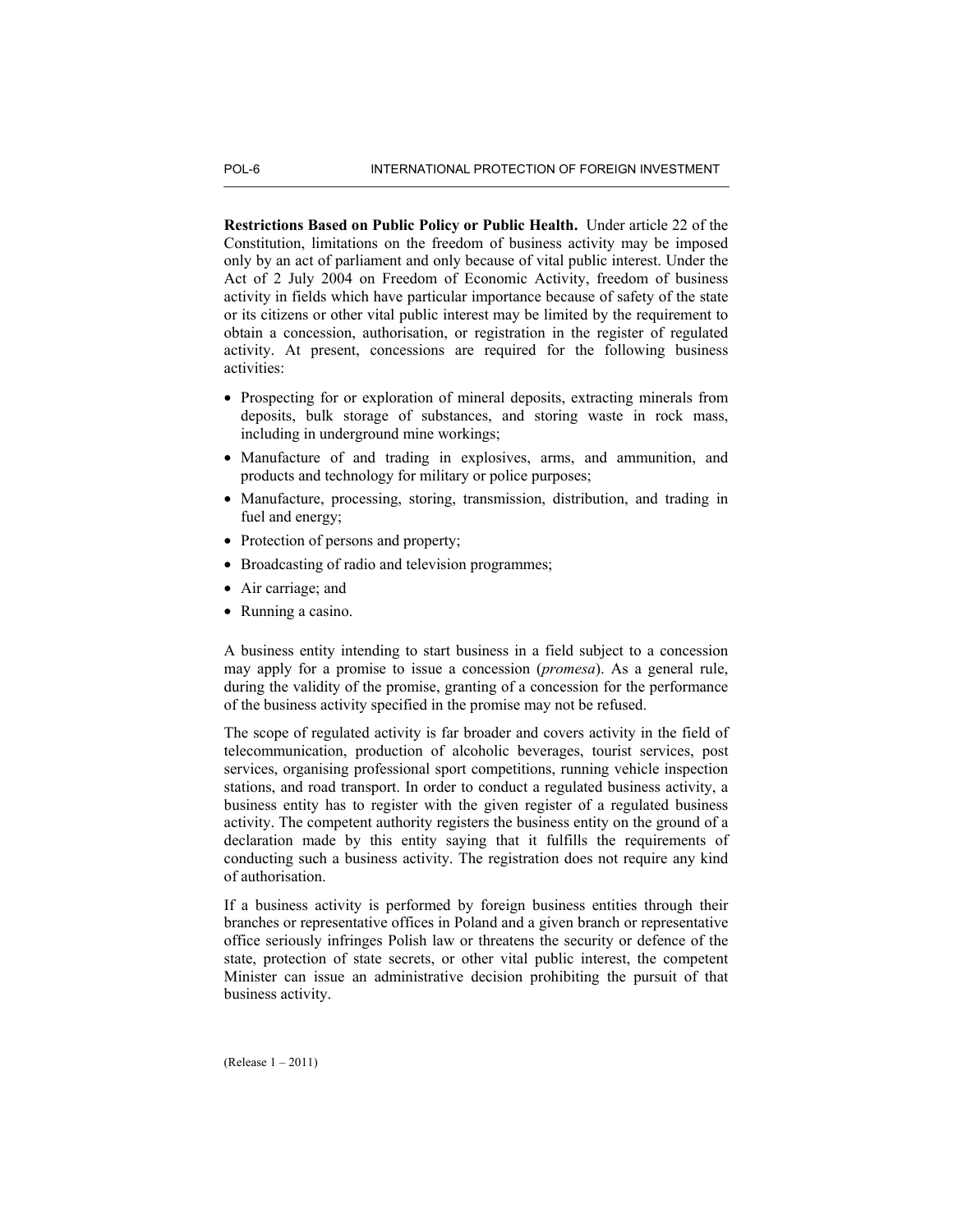**Restrictions Based on Public Policy or Public Health.** Under article 22 of the Constitution, limitations on the freedom of business activity may be imposed only by an act of parliament and only because of vital public interest. Under the Act of 2 July 2004 on Freedom of Economic Activity, freedom of business activity in fields which have particular importance because of safety of the state or its citizens or other vital public interest may be limited by the requirement to obtain a concession, authorisation, or registration in the register of regulated activity. At present, concessions are required for the following business activities:

- Prospecting for or exploration of mineral deposits, extracting minerals from deposits, bulk storage of substances, and storing waste in rock mass, including in underground mine workings;
- Manufacture of and trading in explosives, arms, and ammunition, and products and technology for military or police purposes;
- Manufacture, processing, storing, transmission, distribution, and trading in fuel and energy;
- Protection of persons and property;
- Broadcasting of radio and television programmes;
- Air carriage; and
- Running a casino.

A business entity intending to start business in a field subject to a concession may apply for a promise to issue a concession (*promesa*). As a general rule, during the validity of the promise, granting of a concession for the performance of the business activity specified in the promise may not be refused.

The scope of regulated activity is far broader and covers activity in the field of telecommunication, production of alcoholic beverages, tourist services, post services, organising professional sport competitions, running vehicle inspection stations, and road transport. In order to conduct a regulated business activity, a business entity has to register with the given register of a regulated business activity. The competent authority registers the business entity on the ground of a declaration made by this entity saying that it fulfills the requirements of conducting such a business activity. The registration does not require any kind of authorisation.

If a business activity is performed by foreign business entities through their branches or representative offices in Poland and a given branch or representative office seriously infringes Polish law or threatens the security or defence of the state, protection of state secrets, or other vital public interest, the competent Minister can issue an administrative decision prohibiting the pursuit of that business activity.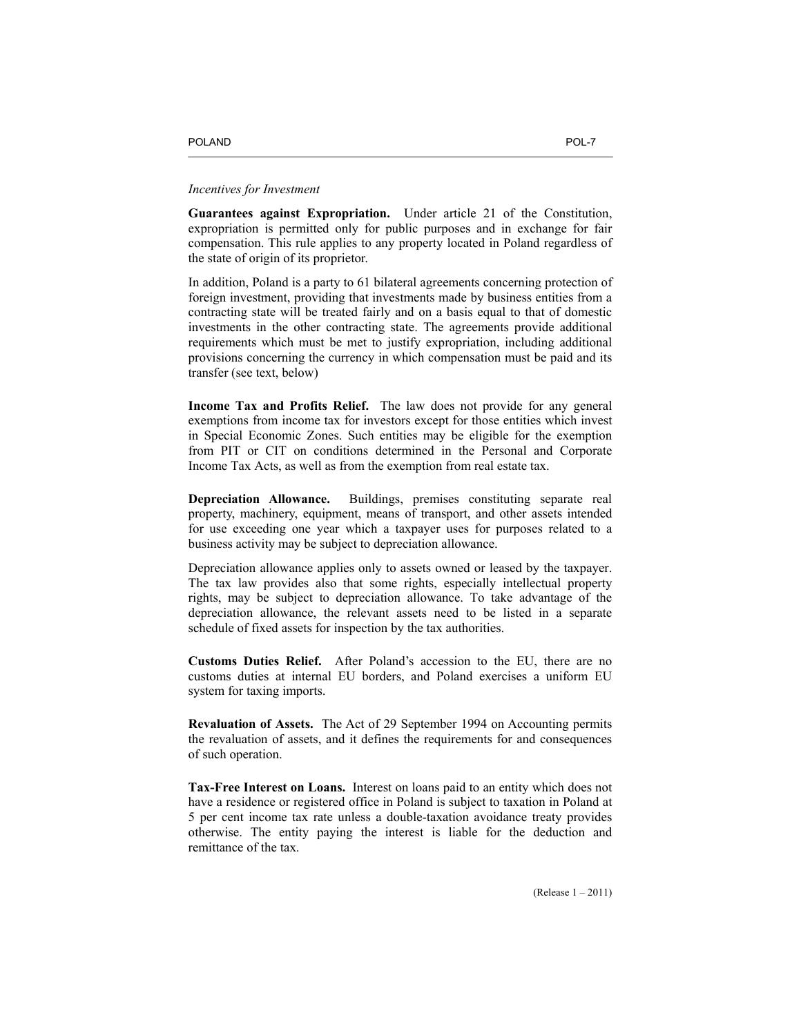*Incentives for Investment*

**Guarantees against Expropriation.** Under article 21 of the Constitution, expropriation is permitted only for public purposes and in exchange for fair compensation. This rule applies to any property located in Poland regardless of the state of origin of its proprietor.

In addition, Poland is a party to 61 bilateral agreements concerning protection of foreign investment, providing that investments made by business entities from a contracting state will be treated fairly and on a basis equal to that of domestic investments in the other contracting state. The agreements provide additional requirements which must be met to justify expropriation, including additional provisions concerning the currency in which compensation must be paid and its transfer (see text, below)

**Income Tax and Profits Relief.** The law does not provide for any general exemptions from income tax for investors except for those entities which invest in Special Economic Zones. Such entities may be eligible for the exemption from PIT or CIT on conditions determined in the Personal and Corporate Income Tax Acts, as well as from the exemption from real estate tax.

**Depreciation Allowance.** Buildings, premises constituting separate real property, machinery, equipment, means of transport, and other assets intended for use exceeding one year which a taxpayer uses for purposes related to a business activity may be subject to depreciation allowance.

Depreciation allowance applies only to assets owned or leased by the taxpayer. The tax law provides also that some rights, especially intellectual property rights, may be subject to depreciation allowance. To take advantage of the depreciation allowance, the relevant assets need to be listed in a separate schedule of fixed assets for inspection by the tax authorities.

**Customs Duties Relief.** After Poland's accession to the EU, there are no customs duties at internal EU borders, and Poland exercises a uniform EU system for taxing imports.

**Revaluation of Assets.** The Act of 29 September 1994 on Accounting permits the revaluation of assets, and it defines the requirements for and consequences of such operation.

**Tax-Free Interest on Loans.** Interest on loans paid to an entity which does not have a residence or registered office in Poland is subject to taxation in Poland at 5 per cent income tax rate unless a double-taxation avoidance treaty provides otherwise. The entity paying the interest is liable for the deduction and remittance of the tax.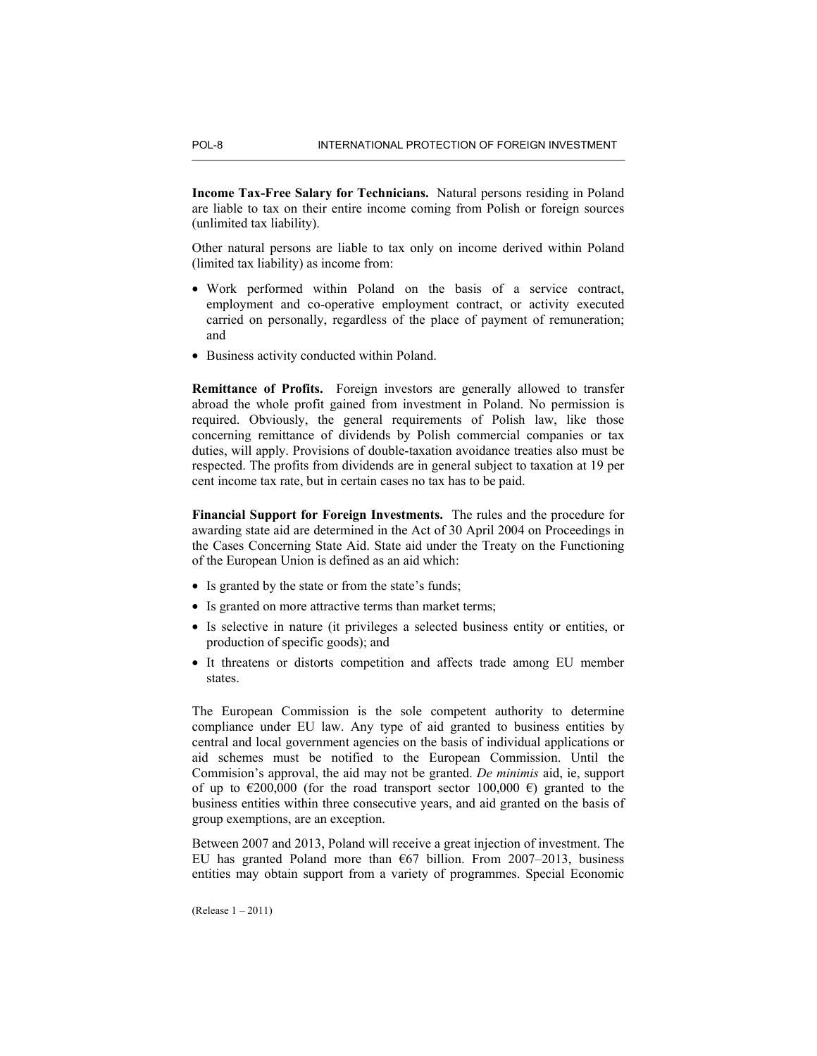**Income Tax-Free Salary for Technicians.** Natural persons residing in Poland are liable to tax on their entire income coming from Polish or foreign sources (unlimited tax liability).

Other natural persons are liable to tax only on income derived within Poland (limited tax liability) as income from:

- Work performed within Poland on the basis of a service contract, employment and co-operative employment contract, or activity executed carried on personally, regardless of the place of payment of remuneration; and
- Business activity conducted within Poland.

**Remittance of Profits.** Foreign investors are generally allowed to transfer abroad the whole profit gained from investment in Poland. No permission is required. Obviously, the general requirements of Polish law, like those concerning remittance of dividends by Polish commercial companies or tax duties, will apply. Provisions of double-taxation avoidance treaties also must be respected. The profits from dividends are in general subject to taxation at 19 per cent income tax rate, but in certain cases no tax has to be paid.

**Financial Support for Foreign Investments.** The rules and the procedure for awarding state aid are determined in the Act of 30 April 2004 on Proceedings in the Cases Concerning State Aid. State aid under the Treaty on the Functioning of the European Union is defined as an aid which:

- Is granted by the state or from the state's funds;
- Is granted on more attractive terms than market terms;
- Is selective in nature (it privileges a selected business entity or entities, or production of specific goods); and
- It threatens or distorts competition and affects trade among EU member states.

The European Commission is the sole competent authority to determine compliance under EU law. Any type of aid granted to business entities by central and local government agencies on the basis of individual applications or aid schemes must be notified to the European Commission. Until the Commision's approval, the aid may not be granted. *De minimis* aid, ie, support of up to €200,000 (for the road transport sector 100,000 €) granted to the business entities within three consecutive years, and aid granted on the basis of group exemptions, are an exception.

Between 2007 and 2013, Poland will receive a great injection of investment. The EU has granted Poland more than €67 billion. From 2007–2013, business entities may obtain support from a variety of programmes. Special Economic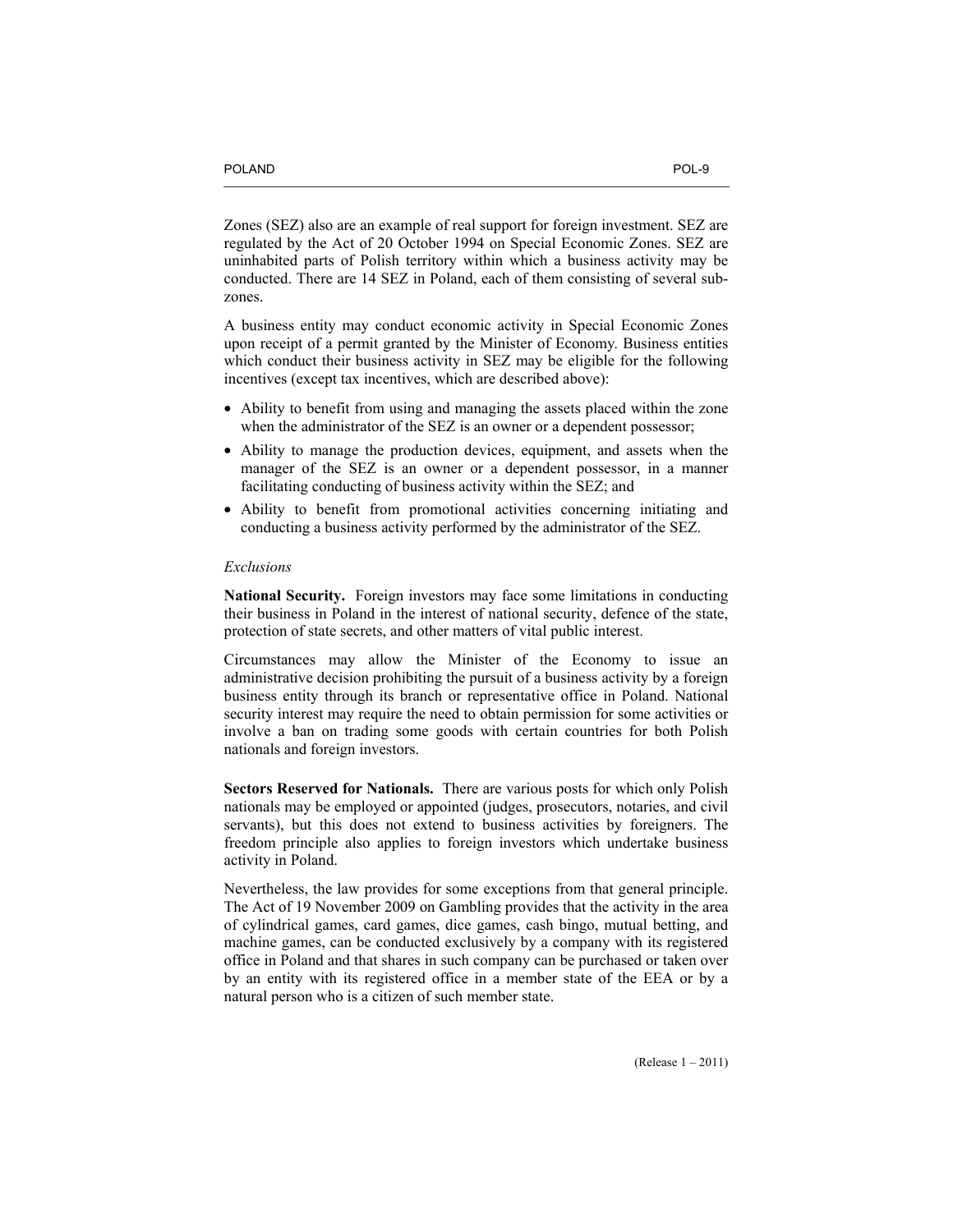Zones (SEZ) also are an example of real support for foreign investment. SEZ are regulated by the Act of 20 October 1994 on Special Economic Zones. SEZ are uninhabited parts of Polish territory within which a business activity may be conducted. There are 14 SEZ in Poland, each of them consisting of several sub-zones.

A business entity may conduct economic activity in Special Economic Zones upon receipt of a permit granted by the Minister of Economy. Business entities which conduct their business activity in SEZ may be eligible for the following incentives (except tax incentives, which are described above):

- Ability to benefit from using and managing the assets placed within the zone when the administrator of the SEZ is an owner or a dependent possessor;
- Ability to manage the production devices, equipment, and assets when the manager of the SEZ is an owner or a dependent possessor, in a manner facilitating conducting of business activity within the SEZ; and
- Ability to benefit from promotional activities concerning initiating and conducting a business activity performed by the administrator of the SEZ.

*Exclusions*

**National Security.** Foreign investors may face some limitations in conducting their business in Poland in the interest of national security, defence of the state, protection of state secrets, and other matters of vital public interest.

Circumstances may allow the Minister of the Economy to issue an administrative decision prohibiting the pursuit of a business activity by a foreign business entity through its branch or representative office in Poland. National security interest may require the need to obtain permission for some activities or involve a ban on trading some goods with certain countries for both Polish nationals and foreign investors.

**Sectors Reserved for Nationals.** There are various posts for which only Polish nationals may be employed or appointed (judges, prosecutors, notaries, and civil servants), but this does not extend to business activities by foreigners. The freedom principle also applies to foreign investors which undertake business activity in Poland.

Nevertheless, the law provides for some exceptions from that general principle. The Act of 19 November 2009 on Gambling provides that the activity in the area of cylindrical games, card games, dice games, cash bingo, mutual betting, and machine games, can be conducted exclusively by a company with its registered office in Poland and that shares in such company can be purchased or taken over by an entity with its registered office in a member state of the EEA or by a natural person who is a citizen of such member state.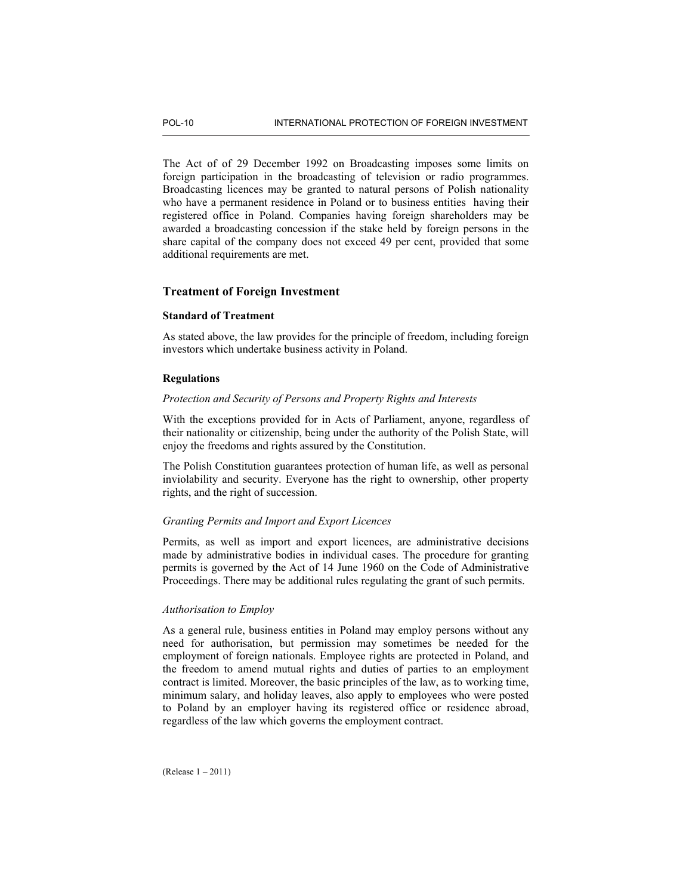The Act of of 29 December 1992 on Broadcasting imposes some limits on foreign participation in the broadcasting of television or radio programmes. Broadcasting licences may be granted to natural persons of Polish nationality who have a permanent residence in Poland or to business entities having their registered office in Poland. Companies having foreign shareholders may be awarded a broadcasting concession if the stake held by foreign persons in the share capital of the company does not exceed 49 per cent, provided that some additional requirements are met.

## Treatment of Foreign Investment

### Standard of Treatment

As stated above, the law provides for the principle of freedom, including foreign investors which undertake business activity in Poland.

### Regulations

*Protection and Security of Persons and Property Rights and Interests*

With the exceptions provided for in Acts of Parliament, anyone, regardless of their nationality or citizenship, being under the authority of the Polish State, will enjoy the freedoms and rights assured by the Constitution.

The Polish Constitution guarantees protection of human life, as well as personal inviolability and security. Everyone has the right to ownership, other property rights, and the right of succession.

*Granting Permits and Import and Export Licences*

Permits, as well as import and export licences, are administrative decisions made by administrative bodies in individual cases. The procedure for granting permits is governed by the Act of 14 June 1960 on the Code of Administrative Proceedings. There may be additional rules regulating the grant of such permits.

*Authorisation to Employ*

As a general rule, business entities in Poland may employ persons without any need for authorisation, but permission may sometimes be needed for the employment of foreign nationals. Employee rights are protected in Poland, and the freedom to amend mutual rights and duties of parties to an employment contract is limited. Moreover, the basic principles of the law, as to working time, minimum salary, and holiday leaves, also apply to employees who were posted to Poland by an employer having its registered office or residence abroad, regardless of the law which governs the employment contract.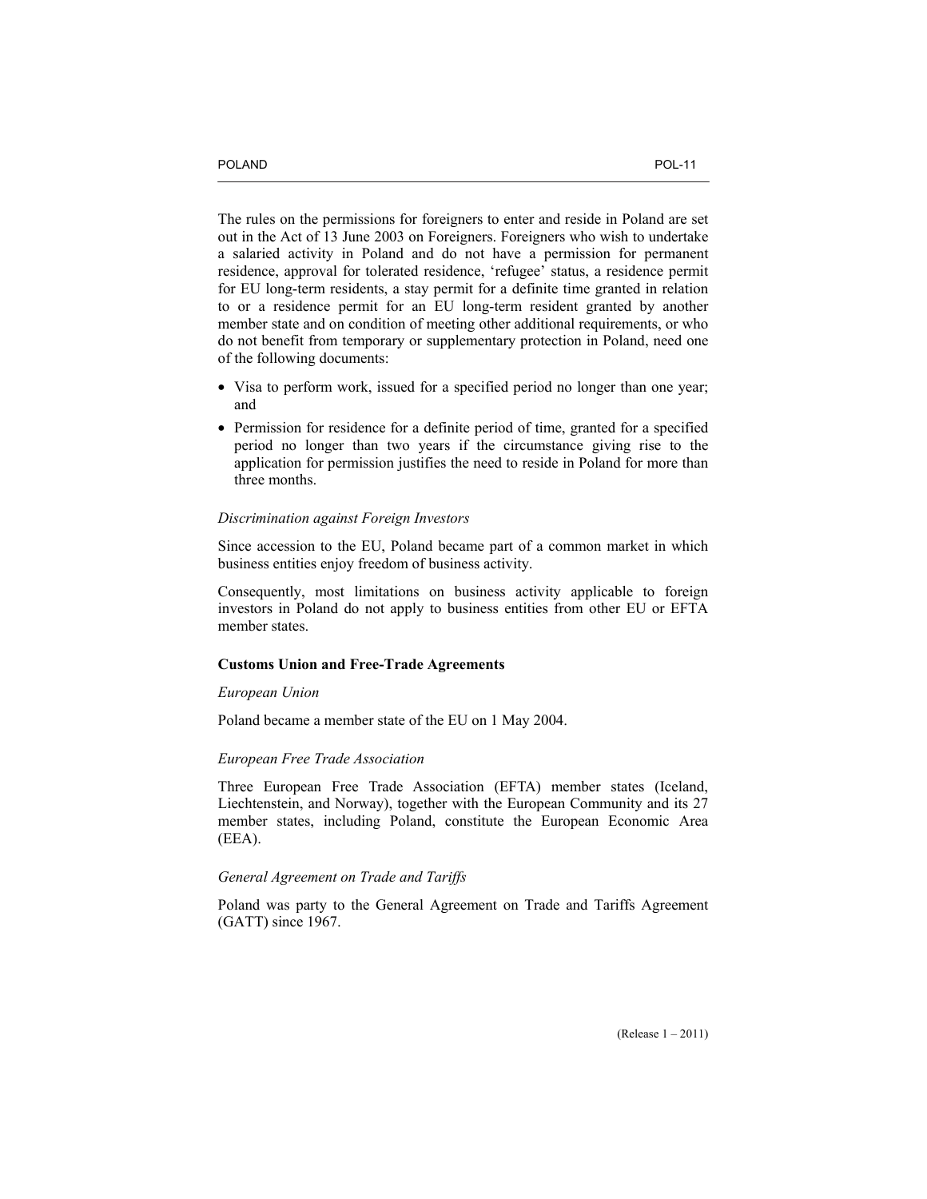The rules on the permissions for foreigners to enter and reside in Poland are set out in the Act of 13 June 2003 on Foreigners. Foreigners who wish to undertake a salaried activity in Poland and do not have a permission for permanent residence, approval for tolerated residence, 'refugee' status, a residence permit for EU long-term residents, a stay permit for a definite time granted in relation to or a residence permit for an EU long-term resident granted by another member state and on condition of meeting other additional requirements, or who do not benefit from temporary or supplementary protection in Poland, need one of the following documents:

- Visa to perform work, issued for a specified period no longer than one year; and
- Permission for residence for a definite period of time, granted for a specified period no longer than two years if the circumstance giving rise to the application for permission justifies the need to reside in Poland for more than three months.

*Discrimination against Foreign Investors*

Since accession to the EU, Poland became part of a common market in which business entities enjoy freedom of business activity.

Consequently, most limitations on business activity applicable to foreign investors in Poland do not apply to business entities from other EU or EFTA member states.

**Customs Union and Free-Trade Agreements**

*European Union*

Poland became a member state of the EU on 1 May 2004.

*European Free Trade Association*

Three European Free Trade Association (EFTA) member states (Iceland, Liechtenstein, and Norway), together with the European Community and its 27 member states, including Poland, constitute the European Economic Area (EEA).

*General Agreement on Trade and Tariffs*

Poland was party to the General Agreement on Trade and Tariffs Agreement (GATT) since 1967.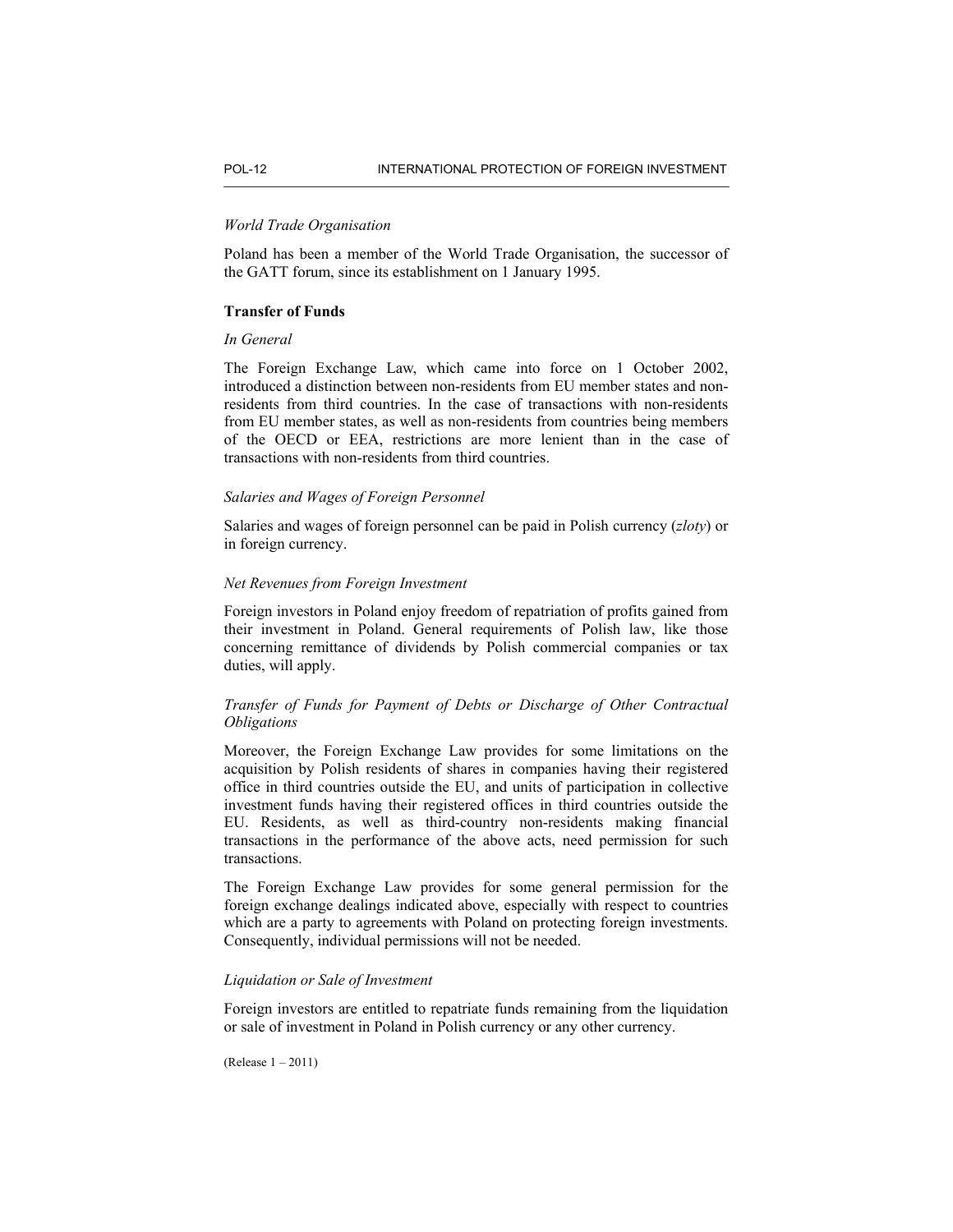*World Trade Organisation*

Poland has been a member of the World Trade Organisation, the successor of the GATT forum, since its establishment on 1 January 1995.

**Transfer of Funds**

*In General*

The Foreign Exchange Law, which came into force on 1 October 2002, introduced a distinction between non-residents from EU member states and non-residents from third countries. In the case of transactions with non-residents from EU member states, as well as non-residents from countries being members of the OECD or EEA, restrictions are more lenient than in the case of transactions with non-residents from third countries.

*Salaries and Wages of Foreign Personnel*

Salaries and wages of foreign personnel can be paid in Polish currency (*zloty*) or in foreign currency.

*Net Revenues from Foreign Investment*

Foreign investors in Poland enjoy freedom of repatriation of profits gained from their investment in Poland. General requirements of Polish law, like those concerning remittance of dividends by Polish commercial companies or tax duties, will apply.

*Transfer of Funds for Payment of Debts or Discharge of Other Contractual Obligations*

Moreover, the Foreign Exchange Law provides for some limitations on the acquisition by Polish residents of shares in companies having their registered office in third countries outside the EU, and units of participation in collective investment funds having their registered offices in third countries outside the EU. Residents, as well as third-country non-residents making financial transactions in the performance of the above acts, need permission for such transactions.

The Foreign Exchange Law provides for some general permission for the foreign exchange dealings indicated above, especially with respect to countries which are a party to agreements with Poland on protecting foreign investments. Consequently, individual permissions will not be needed.

*Liquidation or Sale of Investment*

Foreign investors are entitled to repatriate funds remaining from the liquidation or sale of investment in Poland in Polish currency or any other currency.

(Release 1 – 2011)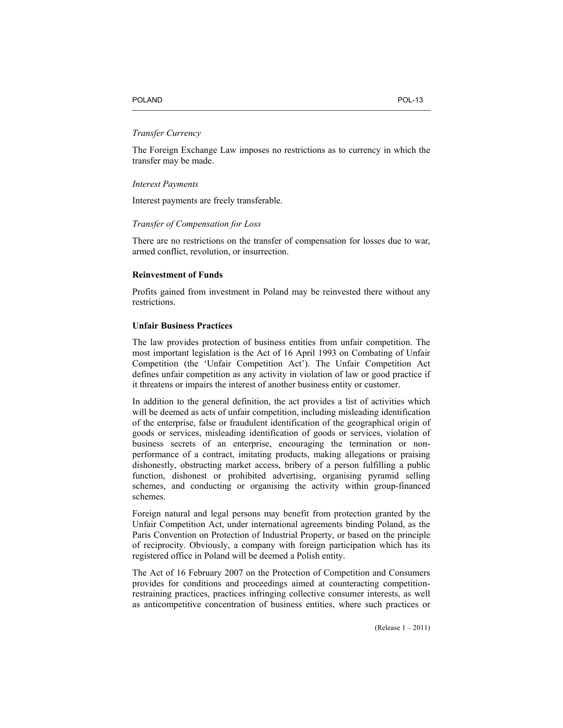*Transfer Currency*

The Foreign Exchange Law imposes no restrictions as to currency in which the transfer may be made.

*Interest Payments*

Interest payments are freely transferable.

*Transfer of Compensation for Loss*

There are no restrictions on the transfer of compensation for losses due to war, armed conflict, revolution, or insurrection.

**Reinvestment of Funds**

Profits gained from investment in Poland may be reinvested there without any restrictions.

**Unfair Business Practices**

The law provides protection of business entities from unfair competition. The most important legislation is the Act of 16 April 1993 on Combating of Unfair Competition (the 'Unfair Competition Act'). The Unfair Competition Act defines unfair competition as any activity in violation of law or good practice if it threatens or impairs the interest of another business entity or customer.

In addition to the general definition, the act provides a list of activities which will be deemed as acts of unfair competition, including misleading identification of the enterprise, false or fraudulent identification of the geographical origin of goods or services, misleading identification of goods or services, violation of business secrets of an enterprise, encouraging the termination or non-performance of a contract, imitating products, making allegations or praising dishonestly, obstructing market access, bribery of a person fulfilling a public function, dishonest or prohibited advertising, organising pyramid selling schemes, and conducting or organising the activity within group-financed schemes.

Foreign natural and legal persons may benefit from protection granted by the Unfair Competition Act, under international agreements binding Poland, as the Paris Convention on Protection of Industrial Property, or based on the principle of reciprocity. Obviously, a company with foreign participation which has its registered office in Poland will be deemed a Polish entity.

The Act of 16 February 2007 on the Protection of Competition and Consumers provides for conditions and proceedings aimed at counteracting competition-restraining practices, practices infringing collective consumer interests, as well as anticompetitive concentration of business entities, where such practices or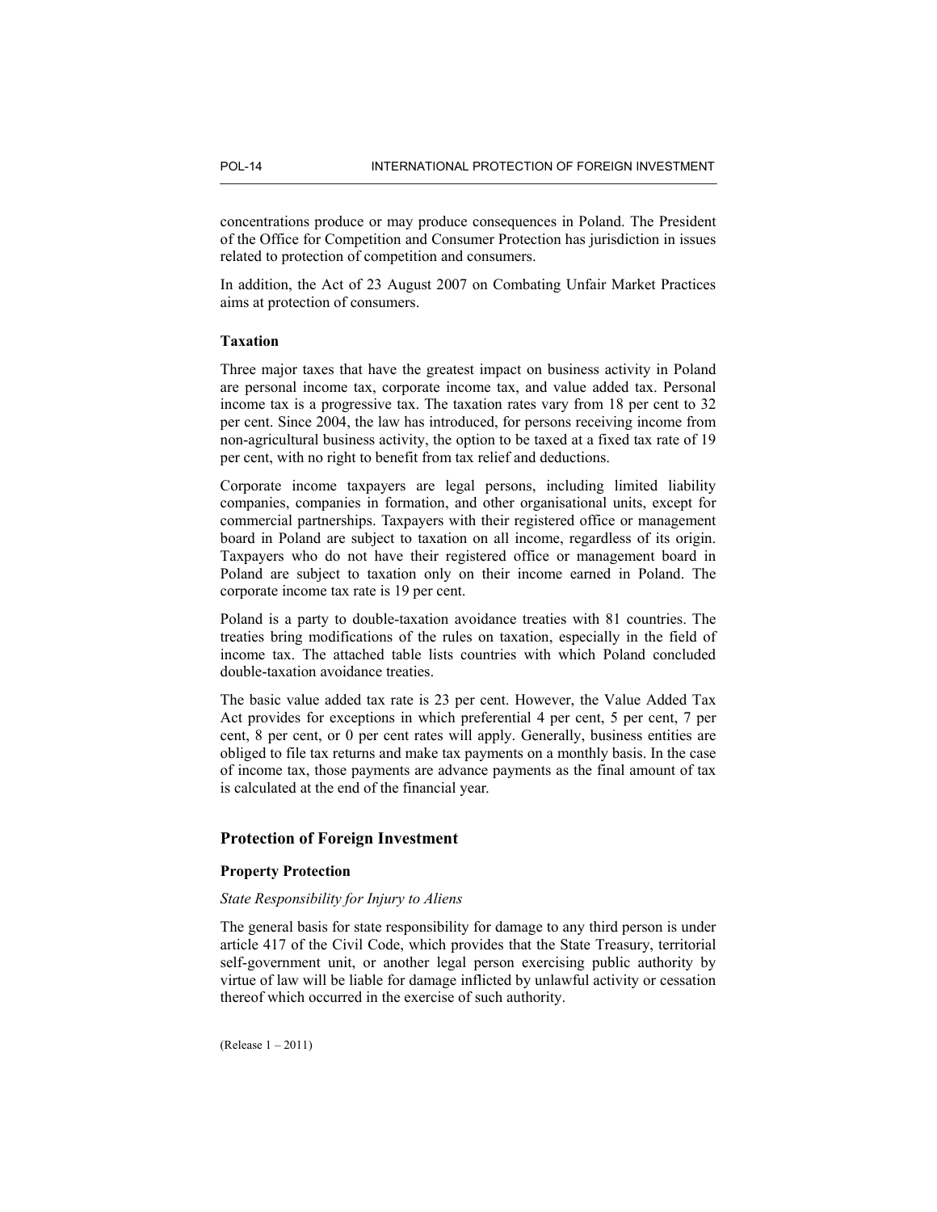concentrations produce or may produce consequences in Poland. The President of the Office for Competition and Consumer Protection has jurisdiction in issues related to protection of competition and consumers.

In addition, the Act of 23 August 2007 on Combating Unfair Market Practices aims at protection of consumers.

### Taxation

Three major taxes that have the greatest impact on business activity in Poland are personal income tax, corporate income tax, and value added tax. Personal income tax is a progressive tax. The taxation rates vary from 18 per cent to 32 per cent. Since 2004, the law has introduced, for persons receiving income from non-agricultural business activity, the option to be taxed at a fixed tax rate of 19 per cent, with no right to benefit from tax relief and deductions.

Corporate income taxpayers are legal persons, including limited liability companies, companies in formation, and other organisational units, except for commercial partnerships. Taxpayers with their registered office or management board in Poland are subject to taxation on all income, regardless of its origin. Taxpayers who do not have their registered office or management board in Poland are subject to taxation only on their income earned in Poland. The corporate income tax rate is 19 per cent.

Poland is a party to double-taxation avoidance treaties with 81 countries. The treaties bring modifications of the rules on taxation, especially in the field of income tax. The attached table lists countries with which Poland concluded double-taxation avoidance treaties.

The basic value added tax rate is 23 per cent. However, the Value Added Tax Act provides for exceptions in which preferential 4 per cent, 5 per cent, 7 per cent, 8 per cent, or 0 per cent rates will apply. Generally, business entities are obliged to file tax returns and make tax payments on a monthly basis. In the case of income tax, those payments are advance payments as the final amount of tax is calculated at the end of the financial year.

## Protection of Foreign Investment

### Property Protection

*State Responsibility for Injury to Aliens*

The general basis for state responsibility for damage to any third person is under article 417 of the Civil Code, which provides that the State Treasury, territorial self-government unit, or another legal person exercising public authority by virtue of law will be liable for damage inflicted by unlawful activity or cessation thereof which occurred in the exercise of such authority.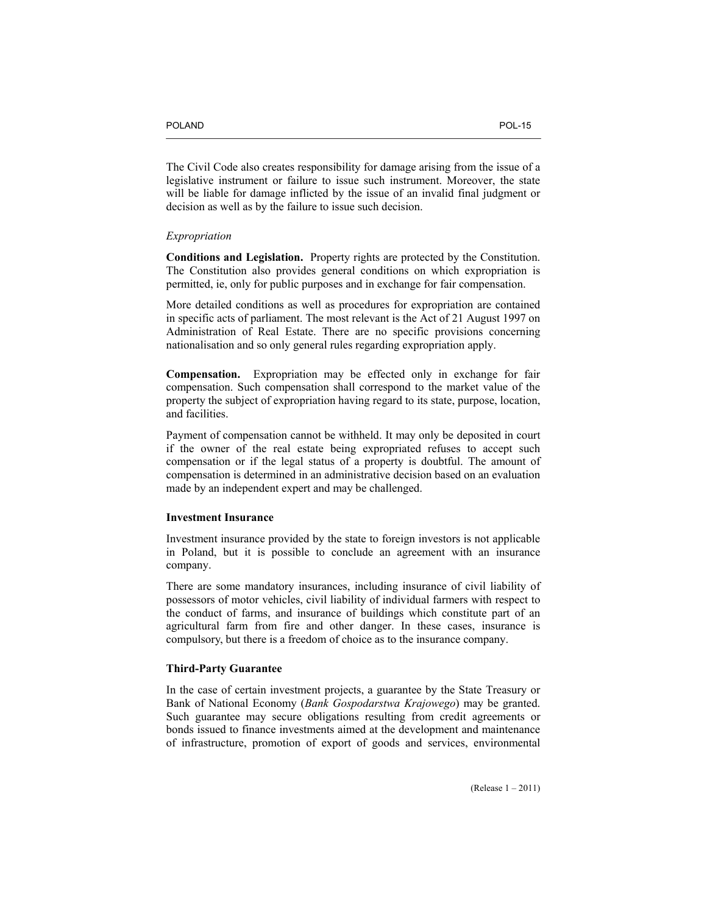The Civil Code also creates responsibility for damage arising from the issue of a legislative instrument or failure to issue such instrument. Moreover, the state will be liable for damage inflicted by the issue of an invalid final judgment or decision as well as by the failure to issue such decision.

*Expropriation*

**Conditions and Legislation.** Property rights are protected by the Constitution. The Constitution also provides general conditions on which expropriation is permitted, ie, only for public purposes and in exchange for fair compensation.

More detailed conditions as well as procedures for expropriation are contained in specific acts of parliament. The most relevant is the Act of 21 August 1997 on Administration of Real Estate. There are no specific provisions concerning nationalisation and so only general rules regarding expropriation apply.

**Compensation.** Expropriation may be effected only in exchange for fair compensation. Such compensation shall correspond to the market value of the property the subject of expropriation having regard to its state, purpose, location, and facilities.

Payment of compensation cannot be withheld. It may only be deposited in court if the owner of the real estate being expropriated refuses to accept such compensation or if the legal status of a property is doubtful. The amount of compensation is determined in an administrative decision based on an evaluation made by an independent expert and may be challenged.

### Investment Insurance

Investment insurance provided by the state to foreign investors is not applicable in Poland, but it is possible to conclude an agreement with an insurance company.

There are some mandatory insurances, including insurance of civil liability of possessors of motor vehicles, civil liability of individual farmers with respect to the conduct of farms, and insurance of buildings which constitute part of an agricultural farm from fire and other danger. In these cases, insurance is compulsory, but there is a freedom of choice as to the insurance company.

### Third-Party Guarantee

In the case of certain investment projects, a guarantee by the State Treasury or Bank of National Economy (*Bank Gospodarstwa Krajowego*) may be granted. Such guarantee may secure obligations resulting from credit agreements or bonds issued to finance investments aimed at the development and maintenance of infrastructure, promotion of export of goods and services, environmental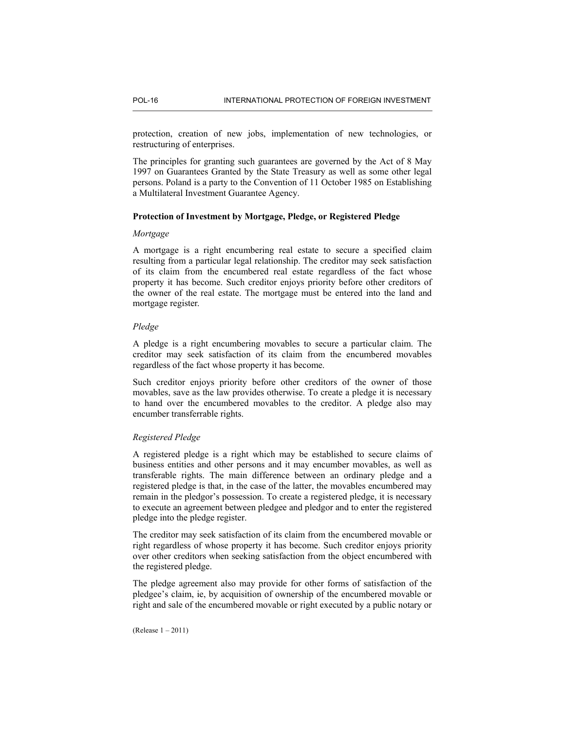protection, creation of new jobs, implementation of new technologies, or restructuring of enterprises.

The principles for granting such guarantees are governed by the Act of 8 May 1997 on Guarantees Granted by the State Treasury as well as some other legal persons. Poland is a party to the Convention of 11 October 1985 on Establishing a Multilateral Investment Guarantee Agency.

**Protection of Investment by Mortgage, Pledge, or Registered Pledge**

*Mortgage*

A mortgage is a right encumbering real estate to secure a specified claim resulting from a particular legal relationship. The creditor may seek satisfaction of its claim from the encumbered real estate regardless of the fact whose property it has become. Such creditor enjoys priority before other creditors of the owner of the real estate. The mortgage must be entered into the land and mortgage register.

*Pledge*

A pledge is a right encumbering movables to secure a particular claim. The creditor may seek satisfaction of its claim from the encumbered movables regardless of the fact whose property it has become.

Such creditor enjoys priority before other creditors of the owner of those movables, save as the law provides otherwise. To create a pledge it is necessary to hand over the encumbered movables to the creditor. A pledge also may encumber transferrable rights.

*Registered Pledge*

A registered pledge is a right which may be established to secure claims of business entities and other persons and it may encumber movables, as well as transferable rights. The main difference between an ordinary pledge and a registered pledge is that, in the case of the latter, the movables encumbered may remain in the pledgor's possession. To create a registered pledge, it is necessary to execute an agreement between pledgee and pledgor and to enter the registered pledge into the pledge register.

The creditor may seek satisfaction of its claim from the encumbered movable or right regardless of whose property it has become. Such creditor enjoys priority over other creditors when seeking satisfaction from the object encumbered with the registered pledge.

The pledge agreement also may provide for other forms of satisfaction of the pledgee's claim, ie, by acquisition of ownership of the encumbered movable or right and sale of the encumbered movable or right executed by a public notary or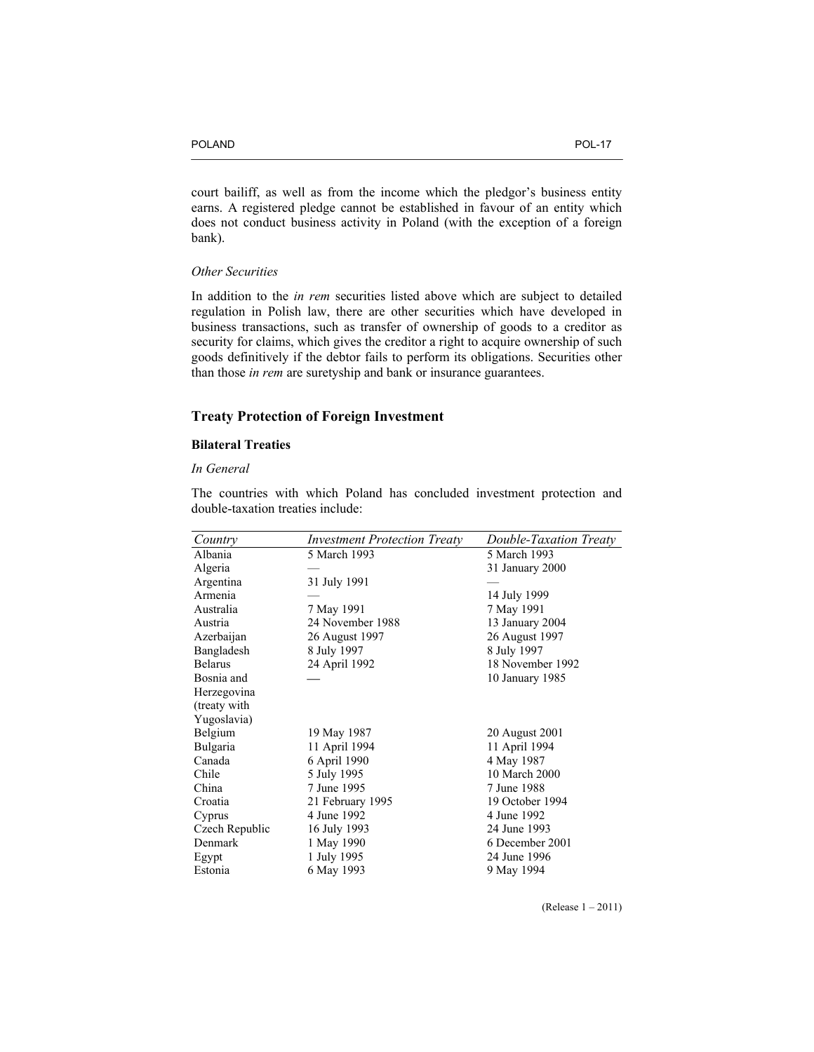court bailiff, as well as from the income which the pledgor's business entity earns. A registered pledge cannot be established in favour of an entity which does not conduct business activity in Poland (with the exception of a foreign bank).

*Other Securities*

In addition to the *in rem* securities listed above which are subject to detailed regulation in Polish law, there are other securities which have developed in business transactions, such as transfer of ownership of goods to a creditor as security for claims, which gives the creditor a right to acquire ownership of such goods definitively if the debtor fails to perform its obligations. Securities other than those *in rem* are suretyship and bank or insurance guarantees.

## Treaty Protection of Foreign Investment

### Bilateral Treaties

*In General*

The countries with which Poland has concluded investment protection and double-taxation treaties include:

| *Country* | *Investment Protection Treaty* | *Double-Taxation Treaty* |
|---|---|---|
| Albania | 5 March 1993 | 5 March 1993 |
| Algeria | — | 31 January 2000 |
| Argentina | 31 July 1991 | — |
| Armenia | — | 14 July 1999 |
| Australia | 7 May 1991 | 7 May 1991 |
| Austria | 24 November 1988 | 13 January 2004 |
| Azerbaijan | 26 August 1997 | 26 August 1997 |
| Bangladesh | 8 July 1997 | 8 July 1997 |
| Belarus | 24 April 1992 | 18 November 1992 |
| Bosnia and Herzegovina (treaty with Yugoslavia) | — | 10 January 1985 |
| Belgium | 19 May 1987 | 20 August 2001 |
| Bulgaria | 11 April 1994 | 11 April 1994 |
| Canada | 6 April 1990 | 4 May 1987 |
| Chile | 5 July 1995 | 10 March 2000 |
| China | 7 June 1995 | 7 June 1988 |
| Croatia | 21 February 1995 | 19 October 1994 |
| Cyprus | 4 June 1992 | 4 June 1992 |
| Czech Republic | 16 July 1993 | 24 June 1993 |
| Denmark | 1 May 1990 | 6 December 2001 |
| Egypt | 1 July 1995 | 24 June 1996 |
| Estonia | 6 May 1993 | 9 May 1994 |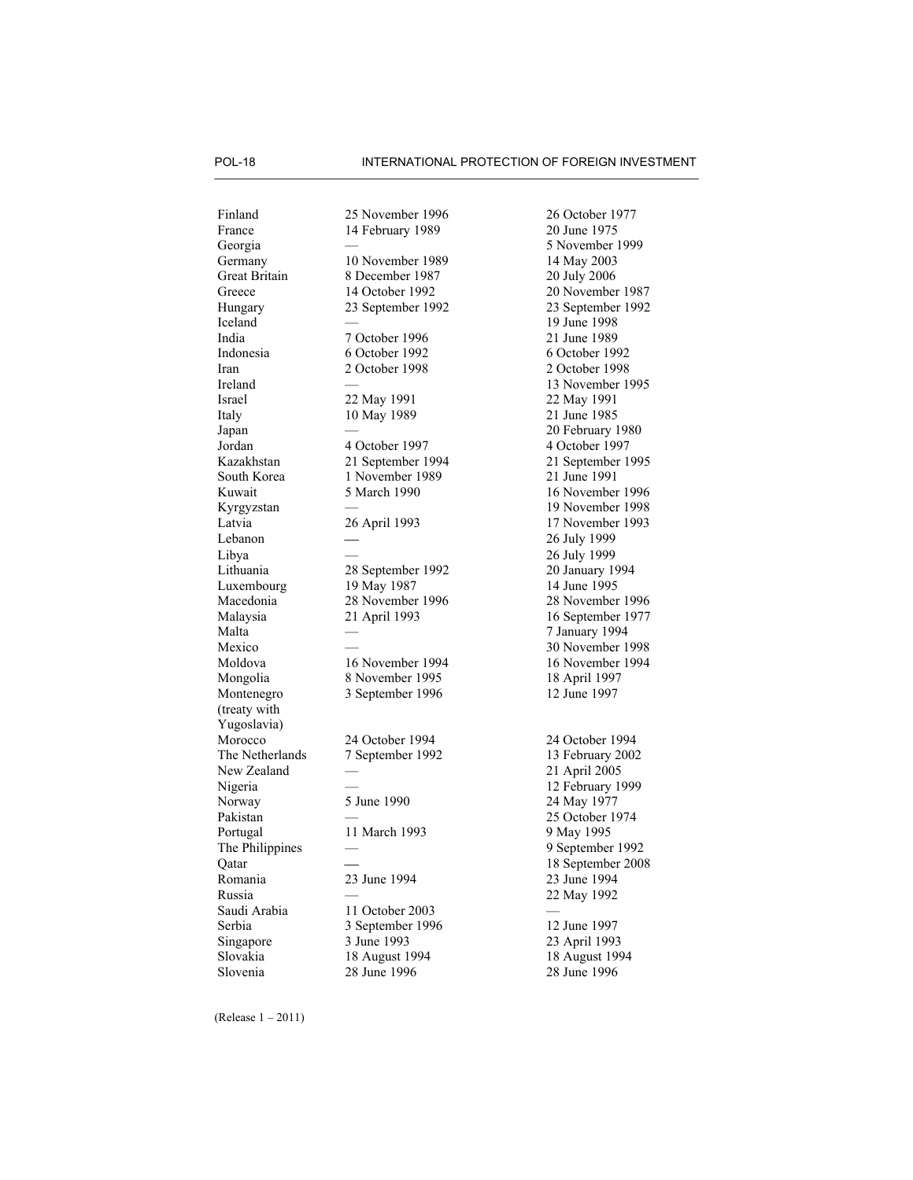| | | |
|---|---|---|
| Finland | 25 November 1996 | 26 October 1977 |
| France | 14 February 1989 | 20 June 1975 |
| Georgia | — | 5 November 1999 |
| Germany | 10 November 1989 | 14 May 2003 |
| Great Britain | 8 December 1987 | 20 July 2006 |
| Greece | 14 October 1992 | 20 November 1987 |
| Hungary | 23 September 1992 | 23 September 1992 |
| Iceland | — | 19 June 1998 |
| India | 7 October 1996 | 21 June 1989 |
| Indonesia | 6 October 1992 | 6 October 1992 |
| Iran | 2 October 1998 | 2 October 1998 |
| Ireland | — | 13 November 1995 |
| Israel | 22 May 1991 | 22 May 1991 |
| Italy | 10 May 1989 | 21 June 1985 |
| Japan | — | 20 February 1980 |
| Jordan | 4 October 1997 | 4 October 1997 |
| Kazakhstan | 21 September 1994 | 21 September 1995 |
| South Korea | 1 November 1989 | 21 June 1991 |
| Kuwait | 5 March 1990 | 16 November 1996 |
| Kyrgyzstan | — | 19 November 1998 |
| Latvia | 26 April 1993 | 17 November 1993 |
| Lebanon | — | 26 July 1999 |
| Libya | — | 26 July 1999 |
| Lithuania | 28 September 1992 | 20 January 1994 |
| Luxembourg | 19 May 1987 | 14 June 1995 |
| Macedonia | 28 November 1996 | 28 November 1996 |
| Malaysia | 21 April 1993 | 16 September 1977 |
| Malta | — | 7 January 1994 |
| Mexico | — | 30 November 1998 |
| Moldova | 16 November 1994 | 16 November 1994 |
| Mongolia | 8 November 1995 | 18 April 1997 |
| Montenegro (treaty with Yugoslavia) | 3 September 1996 | 12 June 1997 |
| Morocco | 24 October 1994 | 24 October 1994 |
| The Netherlands | 7 September 1992 | 13 February 2002 |
| New Zealand | — | 21 April 2005 |
| Nigeria | — | 12 February 1999 |
| Norway | 5 June 1990 | 24 May 1977 |
| Pakistan | — | 25 October 1974 |
| Portugal | 11 March 1993 | 9 May 1995 |
| The Philippines | — | 9 September 1992 |
| Qatar | — | 18 September 2008 |
| Romania | 23 June 1994 | 23 June 1994 |
| Russia | — | 22 May 1992 |
| Saudi Arabia | 11 October 2003 | — |
| Serbia | 3 September 1996 | 12 June 1997 |
| Singapore | 3 June 1993 | 23 April 1993 |
| Slovakia | 18 August 1994 | 18 August 1994 |
| Slovenia | 28 June 1996 | 28 June 1996 |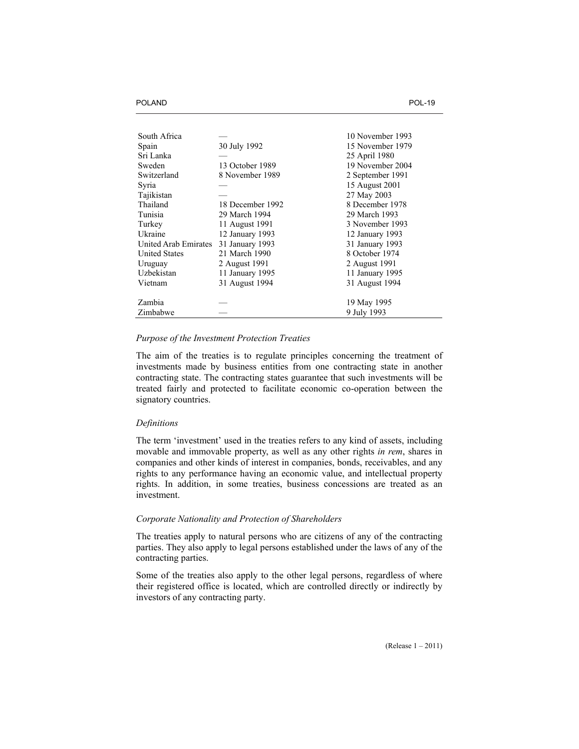| | | |
|---|---|---|
| South Africa | — | 10 November 1993 |
| Spain | 30 July 1992 | 15 November 1979 |
| Sri Lanka | — | 25 April 1980 |
| Sweden | 13 October 1989 | 19 November 2004 |
| Switzerland | 8 November 1989 | 2 September 1991 |
| Syria | — | 15 August 2001 |
| Tajikistan | — | 27 May 2003 |
| Thailand | 18 December 1992 | 8 December 1978 |
| Tunisia | 29 March 1994 | 29 March 1993 |
| Turkey | 11 August 1991 | 3 November 1993 |
| Ukraine | 12 January 1993 | 12 January 1993 |
| United Arab Emirates | 31 January 1993 | 31 January 1993 |
| United States | 21 March 1990 | 8 October 1974 |
| Uruguay | 2 August 1991 | 2 August 1991 |
| Uzbekistan | 11 January 1995 | 11 January 1995 |
| Vietnam | 31 August 1994 | 31 August 1994 |
| Zambia | — | 19 May 1995 |
| Zimbabwe | — | 9 July 1993 |

*Purpose of the Investment Protection Treaties*

The aim of the treaties is to regulate principles concerning the treatment of investments made by business entities from one contracting state in another contracting state. The contracting states guarantee that such investments will be treated fairly and protected to facilitate economic co-operation between the signatory countries.

*Definitions*

The term 'investment' used in the treaties refers to any kind of assets, including movable and immovable property, as well as any other rights *in rem*, shares in companies and other kinds of interest in companies, bonds, receivables, and any rights to any performance having an economic value, and intellectual property rights. In addition, in some treaties, business concessions are treated as an investment.

*Corporate Nationality and Protection of Shareholders*

The treaties apply to natural persons who are citizens of any of the contracting parties. They also apply to legal persons established under the laws of any of the contracting parties.

Some of the treaties also apply to the other legal persons, regardless of where their registered office is located, which are controlled directly or indirectly by investors of any contracting party.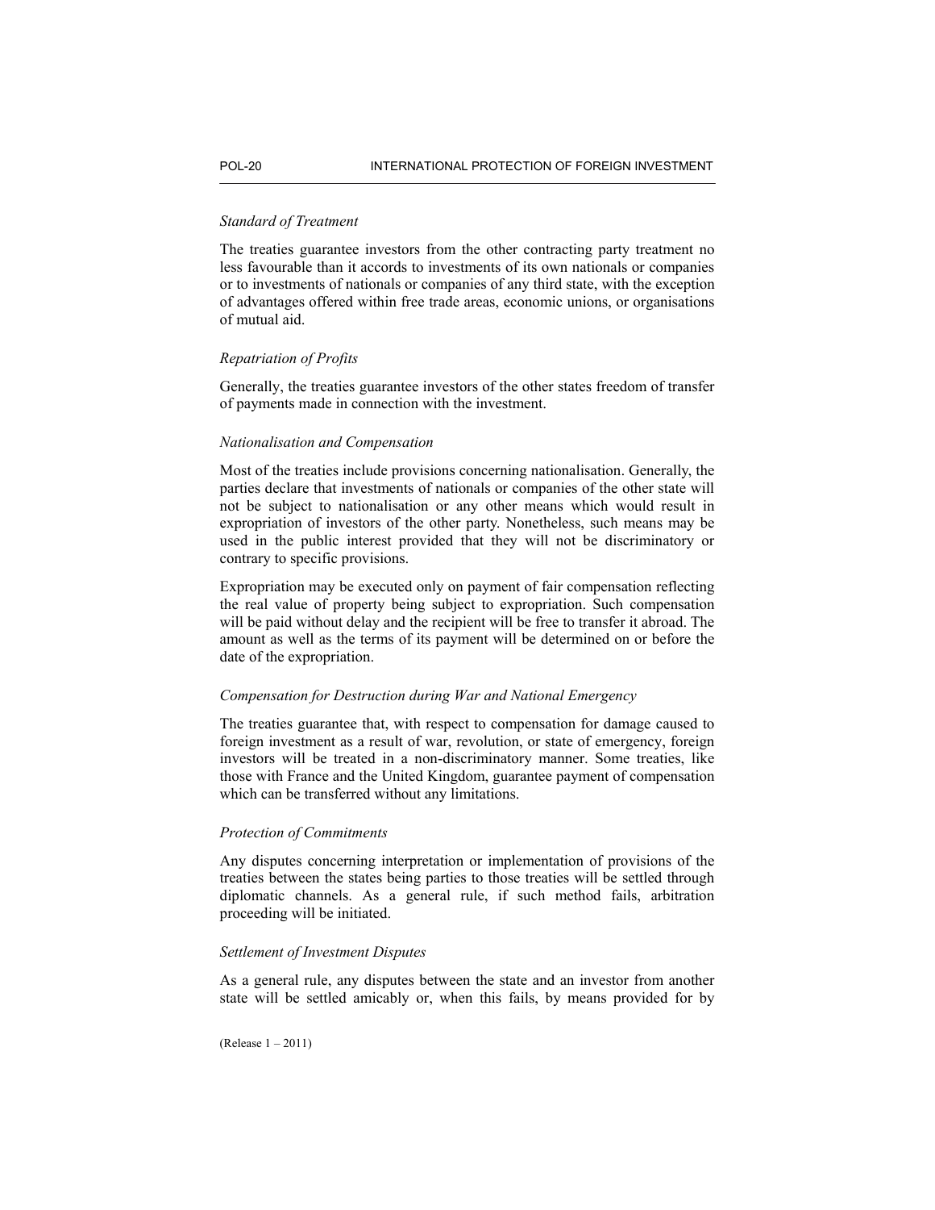*Standard of Treatment*

The treaties guarantee investors from the other contracting party treatment no less favourable than it accords to investments of its own nationals or companies or to investments of nationals or companies of any third state, with the exception of advantages offered within free trade areas, economic unions, or organisations of mutual aid.

*Repatriation of Profits*

Generally, the treaties guarantee investors of the other states freedom of transfer of payments made in connection with the investment.

*Nationalisation and Compensation*

Most of the treaties include provisions concerning nationalisation. Generally, the parties declare that investments of nationals or companies of the other state will not be subject to nationalisation or any other means which would result in expropriation of investors of the other party. Nonetheless, such means may be used in the public interest provided that they will not be discriminatory or contrary to specific provisions.

Expropriation may be executed only on payment of fair compensation reflecting the real value of property being subject to expropriation. Such compensation will be paid without delay and the recipient will be free to transfer it abroad. The amount as well as the terms of its payment will be determined on or before the date of the expropriation.

*Compensation for Destruction during War and National Emergency*

The treaties guarantee that, with respect to compensation for damage caused to foreign investment as a result of war, revolution, or state of emergency, foreign investors will be treated in a non-discriminatory manner. Some treaties, like those with France and the United Kingdom, guarantee payment of compensation which can be transferred without any limitations.

*Protection of Commitments*

Any disputes concerning interpretation or implementation of provisions of the treaties between the states being parties to those treaties will be settled through diplomatic channels. As a general rule, if such method fails, arbitration proceeding will be initiated.

*Settlement of Investment Disputes*

As a general rule, any disputes between the state and an investor from another state will be settled amicably or, when this fails, by means provided for by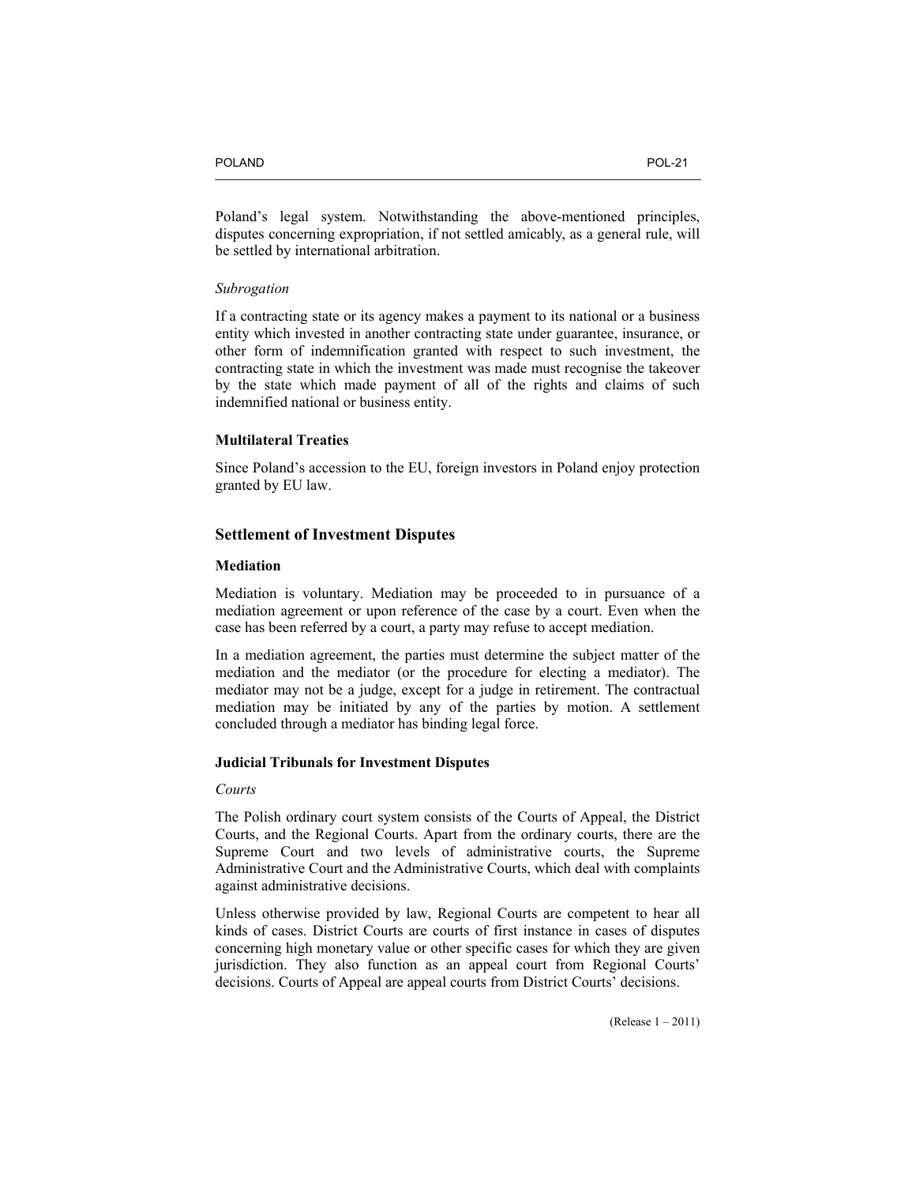Poland's legal system. Notwithstanding the above-mentioned principles, disputes concerning expropriation, if not settled amicably, as a general rule, will be settled by international arbitration.

*Subrogation*

If a contracting state or its agency makes a payment to its national or a business entity which invested in another contracting state under guarantee, insurance, or other form of indemnification granted with respect to such investment, the contracting state in which the investment was made must recognise the takeover by the state which made payment of all of the rights and claims of such indemnified national or business entity.

### Multilateral Treaties

Since Poland's accession to the EU, foreign investors in Poland enjoy protection granted by EU law.

## Settlement of Investment Disputes

### Mediation

Mediation is voluntary. Mediation may be proceeded to in pursuance of a mediation agreement or upon reference of the case by a court. Even when the case has been referred by a court, a party may refuse to accept mediation.

In a mediation agreement, the parties must determine the subject matter of the mediation and the mediator (or the procedure for electing a mediator). The mediator may not be a judge, except for a judge in retirement. The contractual mediation may be initiated by any of the parties by motion. A settlement concluded through a mediator has binding legal force.

### Judicial Tribunals for Investment Disputes

*Courts*

The Polish ordinary court system consists of the Courts of Appeal, the District Courts, and the Regional Courts. Apart from the ordinary courts, there are the Supreme Court and two levels of administrative courts, the Supreme Administrative Court and the Administrative Courts, which deal with complaints against administrative decisions.

Unless otherwise provided by law, Regional Courts are competent to hear all kinds of cases. District Courts are courts of first instance in cases of disputes concerning high monetary value or other specific cases for which they are given jurisdiction. They also function as an appeal court from Regional Courts' decisions. Courts of Appeal are appeal courts from District Courts' decisions.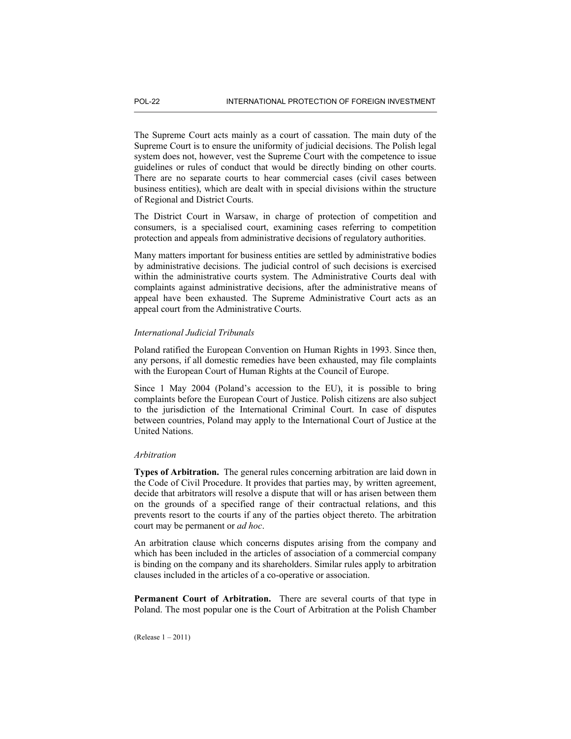The Supreme Court acts mainly as a court of cassation. The main duty of the Supreme Court is to ensure the uniformity of judicial decisions. The Polish legal system does not, however, vest the Supreme Court with the competence to issue guidelines or rules of conduct that would be directly binding on other courts. There are no separate courts to hear commercial cases (civil cases between business entities), which are dealt with in special divisions within the structure of Regional and District Courts.

The District Court in Warsaw, in charge of protection of competition and consumers, is a specialised court, examining cases referring to competition protection and appeals from administrative decisions of regulatory authorities.

Many matters important for business entities are settled by administrative bodies by administrative decisions. The judicial control of such decisions is exercised within the administrative courts system. The Administrative Courts deal with complaints against administrative decisions, after the administrative means of appeal have been exhausted. The Supreme Administrative Court acts as an appeal court from the Administrative Courts.

*International Judicial Tribunals*

Poland ratified the European Convention on Human Rights in 1993. Since then, any persons, if all domestic remedies have been exhausted, may file complaints with the European Court of Human Rights at the Council of Europe.

Since 1 May 2004 (Poland's accession to the EU), it is possible to bring complaints before the European Court of Justice. Polish citizens are also subject to the jurisdiction of the International Criminal Court. In case of disputes between countries, Poland may apply to the International Court of Justice at the United Nations.

*Arbitration*

**Types of Arbitration.** The general rules concerning arbitration are laid down in the Code of Civil Procedure. It provides that parties may, by written agreement, decide that arbitrators will resolve a dispute that will or has arisen between them on the grounds of a specified range of their contractual relations, and this prevents resort to the courts if any of the parties object thereto. The arbitration court may be permanent or *ad hoc*.

An arbitration clause which concerns disputes arising from the company and which has been included in the articles of association of a commercial company is binding on the company and its shareholders. Similar rules apply to arbitration clauses included in the articles of a co-operative or association.

**Permanent Court of Arbitration.** There are several courts of that type in Poland. The most popular one is the Court of Arbitration at the Polish Chamber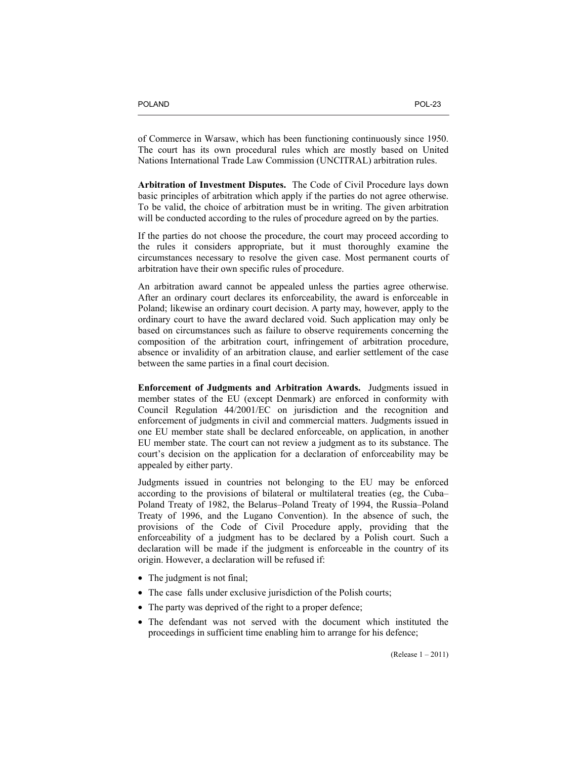of Commerce in Warsaw, which has been functioning continuously since 1950. The court has its own procedural rules which are mostly based on United Nations International Trade Law Commission (UNCITRAL) arbitration rules.

**Arbitration of Investment Disputes.** The Code of Civil Procedure lays down basic principles of arbitration which apply if the parties do not agree otherwise. To be valid, the choice of arbitration must be in writing. The given arbitration will be conducted according to the rules of procedure agreed on by the parties.

If the parties do not choose the procedure, the court may proceed according to the rules it considers appropriate, but it must thoroughly examine the circumstances necessary to resolve the given case. Most permanent courts of arbitration have their own specific rules of procedure.

An arbitration award cannot be appealed unless the parties agree otherwise. After an ordinary court declares its enforceability, the award is enforceable in Poland; likewise an ordinary court decision. A party may, however, apply to the ordinary court to have the award declared void. Such application may only be based on circumstances such as failure to observe requirements concerning the composition of the arbitration court, infringement of arbitration procedure, absence or invalidity of an arbitration clause, and earlier settlement of the case between the same parties in a final court decision.

**Enforcement of Judgments and Arbitration Awards.** Judgments issued in member states of the EU (except Denmark) are enforced in conformity with Council Regulation 44/2001/EC on jurisdiction and the recognition and enforcement of judgments in civil and commercial matters. Judgments issued in one EU member state shall be declared enforceable, on application, in another EU member state. The court can not review a judgment as to its substance. The court's decision on the application for a declaration of enforceability may be appealed by either party.

Judgments issued in countries not belonging to the EU may be enforced according to the provisions of bilateral or multilateral treaties (eg, the Cuba–Poland Treaty of 1982, the Belarus–Poland Treaty of 1994, the Russia–Poland Treaty of 1996, and the Lugano Convention). In the absence of such, the provisions of the Code of Civil Procedure apply, providing that the enforceability of a judgment has to be declared by a Polish court. Such a declaration will be made if the judgment is enforceable in the country of its origin. However, a declaration will be refused if:

- The judgment is not final;
- The case falls under exclusive jurisdiction of the Polish courts;
- The party was deprived of the right to a proper defence;
- The defendant was not served with the document which instituted the proceedings in sufficient time enabling him to arrange for his defence;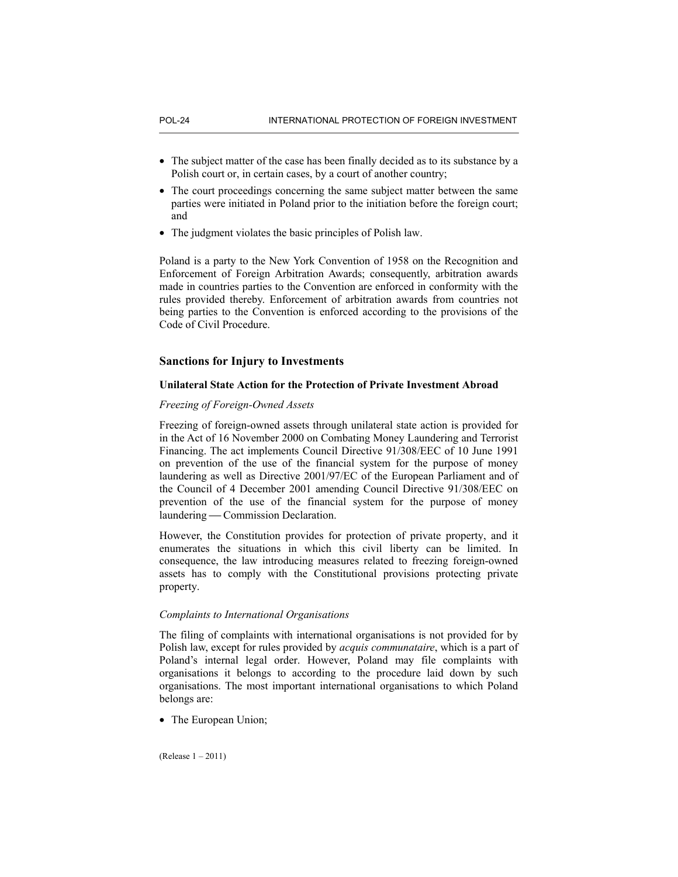- The subject matter of the case has been finally decided as to its substance by a Polish court or, in certain cases, by a court of another country;
- The court proceedings concerning the same subject matter between the same parties were initiated in Poland prior to the initiation before the foreign court; and
- The judgment violates the basic principles of Polish law.

Poland is a party to the New York Convention of 1958 on the Recognition and Enforcement of Foreign Arbitration Awards; consequently, arbitration awards made in countries parties to the Convention are enforced in conformity with the rules provided thereby. Enforcement of arbitration awards from countries not being parties to the Convention is enforced according to the provisions of the Code of Civil Procedure.

## Sanctions for Injury to Investments

### Unilateral State Action for the Protection of Private Investment Abroad

*Freezing of Foreign-Owned Assets*

Freezing of foreign-owned assets through unilateral state action is provided for in the Act of 16 November 2000 on Combating Money Laundering and Terrorist Financing. The act implements Council Directive 91/308/EEC of 10 June 1991 on prevention of the use of the financial system for the purpose of money laundering as well as Directive 2001/97/EC of the European Parliament and of the Council of 4 December 2001 amending Council Directive 91/308/EEC on prevention of the use of the financial system for the purpose of money laundering — Commission Declaration.

However, the Constitution provides for protection of private property, and it enumerates the situations in which this civil liberty can be limited. In consequence, the law introducing measures related to freezing foreign-owned assets has to comply with the Constitutional provisions protecting private property.

*Complaints to International Organisations*

The filing of complaints with international organisations is not provided for by Polish law, except for rules provided by *acquis communataire*, which is a part of Poland's internal legal order. However, Poland may file complaints with organisations it belongs to according to the procedure laid down by such organisations. The most important international organisations to which Poland belongs are:

- The European Union;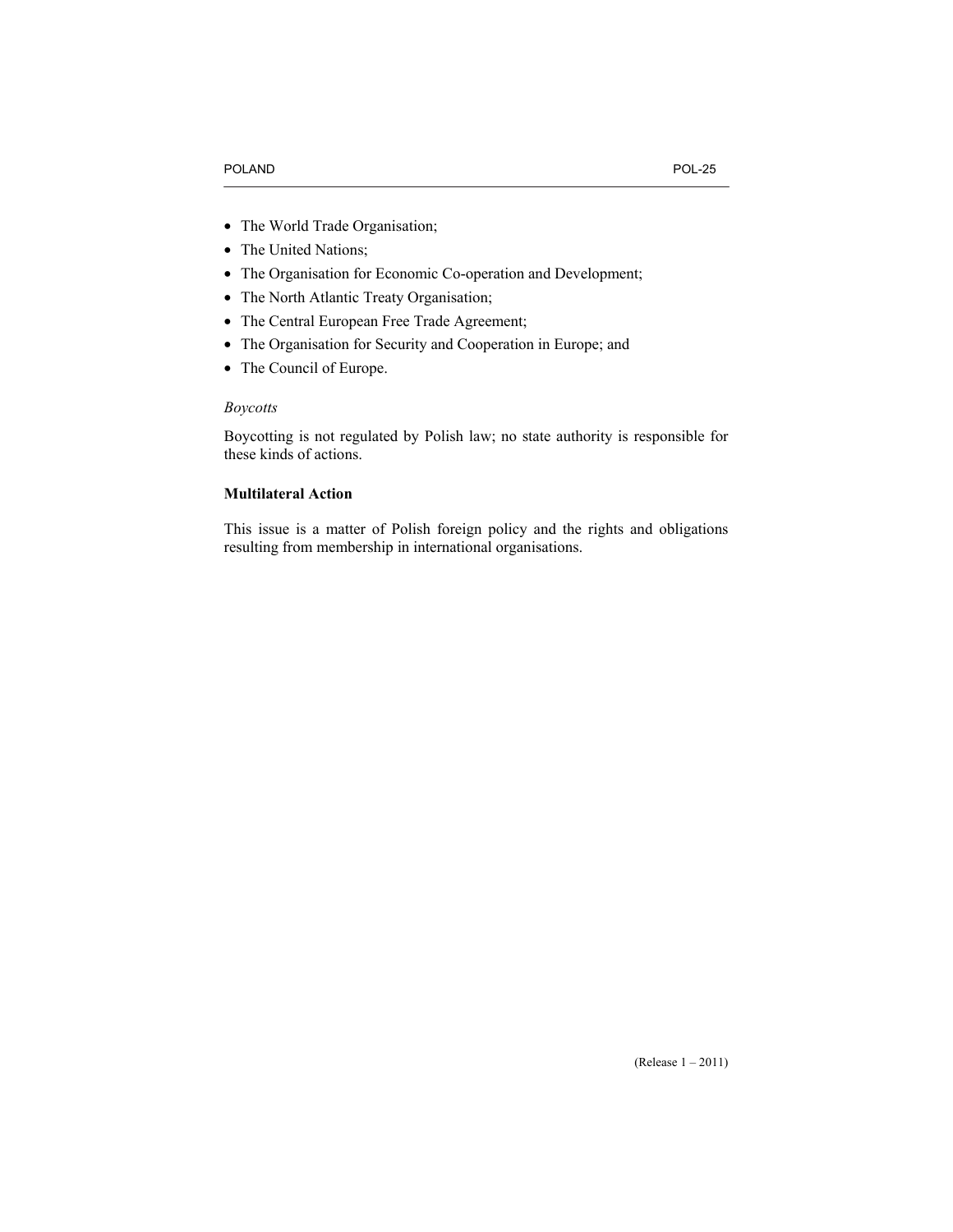- The World Trade Organisation;
- The United Nations;
- The Organisation for Economic Co-operation and Development;
- The North Atlantic Treaty Organisation;
- The Central European Free Trade Agreement;
- The Organisation for Security and Cooperation in Europe; and
- The Council of Europe.

*Boycotts*

Boycotting is not regulated by Polish law; no state authority is responsible for these kinds of actions.

**Multilateral Action**

This issue is a matter of Polish foreign policy and the rights and obligations resulting from membership in international organisations.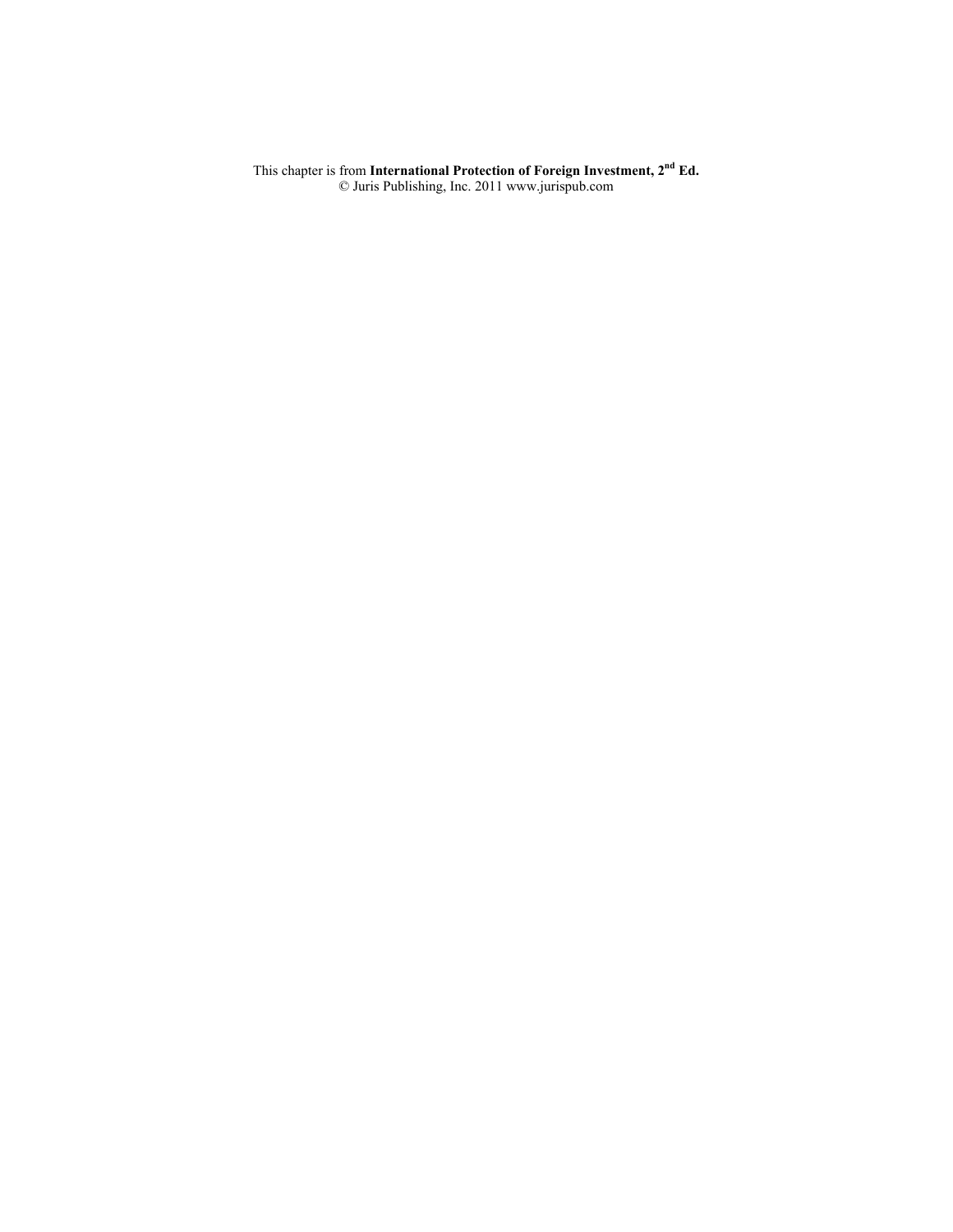This chapter is from **International Protection of Foreign Investment, 2nd Ed.**
© Juris Publishing, Inc. 2011 www.jurispub.com